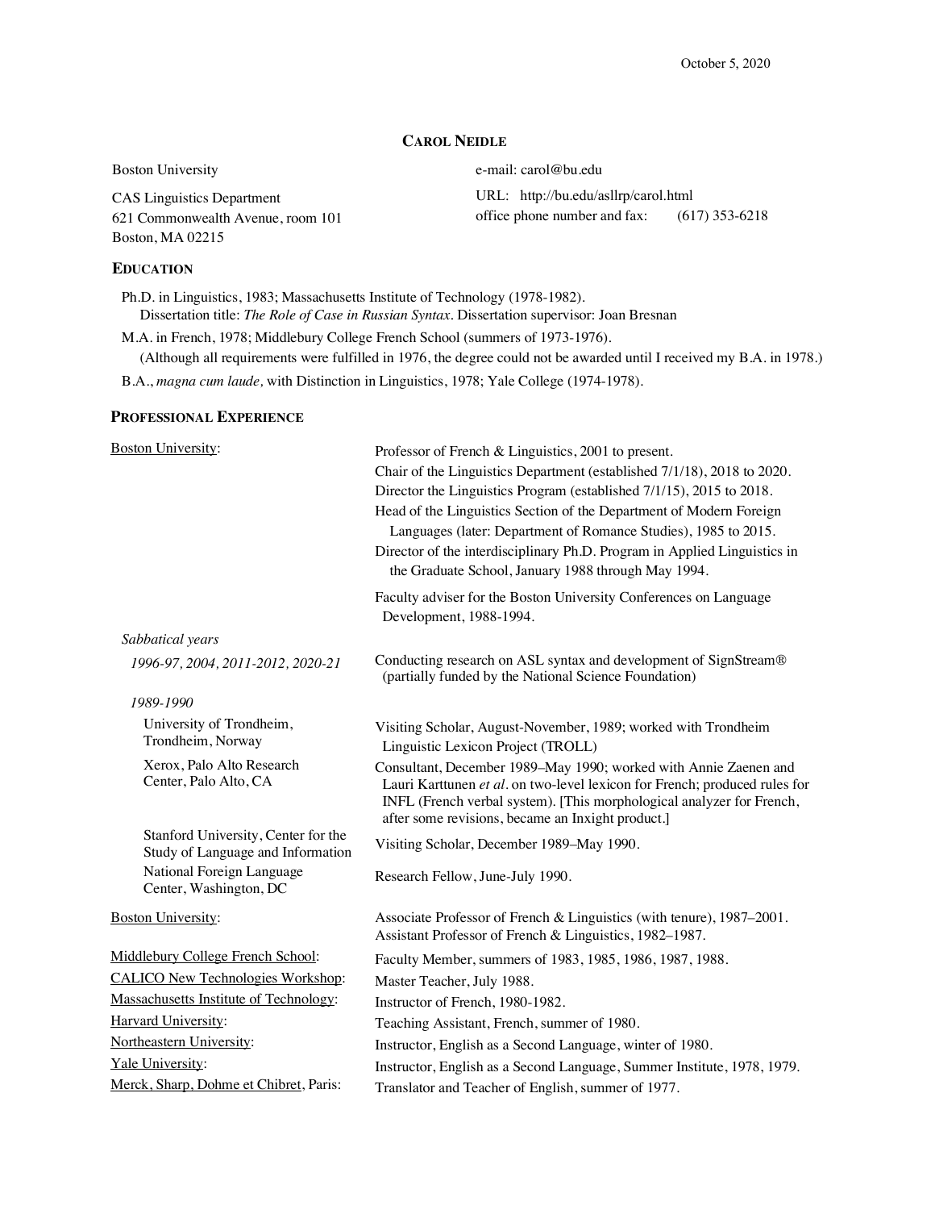October 5, 2020

# CAROL NEIDLE

Boston University
CAS Linguistics Department
621 Commonwealth Avenue, room 101
Boston, MA 02215

e-mail: carol@bu.edu
URL: http://bu.edu/asllrp/carol.html
office phone number and fax: (617) 353-6218

## EDUCATION

Ph.D. in Linguistics, 1983; Massachusetts Institute of Technology (1978-1982).
Dissertation title: *The Role of Case in Russian Syntax*. Dissertation supervisor: Joan Bresnan

M.A. in French, 1978; Middlebury College French School (summers of 1973-1976).
(Although all requirements were fulfilled in 1976, the degree could not be awarded until I received my B.A. in 1978.)

B.A., *magna cum laude,* with Distinction in Linguistics, 1978; Yale College (1974-1978).

## PROFESSIONAL EXPERIENCE

| | |
|---|---|
| Boston University: | Professor of French & Linguistics, 2001 to present.<br>Chair of the Linguistics Department (established 7/1/18), 2018 to 2020.<br>Director the Linguistics Program (established 7/1/15), 2015 to 2018.<br>Head of the Linguistics Section of the Department of Modern Foreign Languages (later: Department of Romance Studies), 1985 to 2015.<br>Director of the interdisciplinary Ph.D. Program in Applied Linguistics in the Graduate School, January 1988 through May 1994.<br>Faculty adviser for the Boston University Conferences on Language Development, 1988-1994. |
| *Sabbatical years* | |
| *1996-97, 2004, 2011-2012, 2020-21* | Conducting research on ASL syntax and development of SignStream® (partially funded by the National Science Foundation) |
| *1989-1990* | |
| University of Trondheim, Trondheim, Norway | Visiting Scholar, August-November, 1989; worked with Trondheim Linguistic Lexicon Project (TROLL) |
| Xerox, Palo Alto Research Center, Palo Alto, CA | Consultant, December 1989–May 1990; worked with Annie Zaenen and Lauri Karttunen *et al*. on two-level lexicon for French; produced rules for INFL (French verbal system). [This morphological analyzer for French, after some revisions, became an Inxight product.] |
| Stanford University, Center for the Study of Language and Information | Visiting Scholar, December 1989–May 1990. |
| National Foreign Language Center, Washington, DC | Research Fellow, June-July 1990. |
| Boston University: | Associate Professor of French & Linguistics (with tenure), 1987–2001.<br>Assistant Professor of French & Linguistics, 1982–1987. |
| Middlebury College French School: | Faculty Member, summers of 1983, 1985, 1986, 1987, 1988. |
| CALICO New Technologies Workshop: | Master Teacher, July 1988. |
| Massachusetts Institute of Technology: | Instructor of French, 1980-1982. |
| Harvard University: | Teaching Assistant, French, summer of 1980. |
| Northeastern University: | Instructor, English as a Second Language, winter of 1980. |
| Yale University: | Instructor, English as a Second Language, Summer Institute, 1978, 1979. |
| Merck, Sharp, Dohme et Chibret, Paris: | Translator and Teacher of English, summer of 1977. |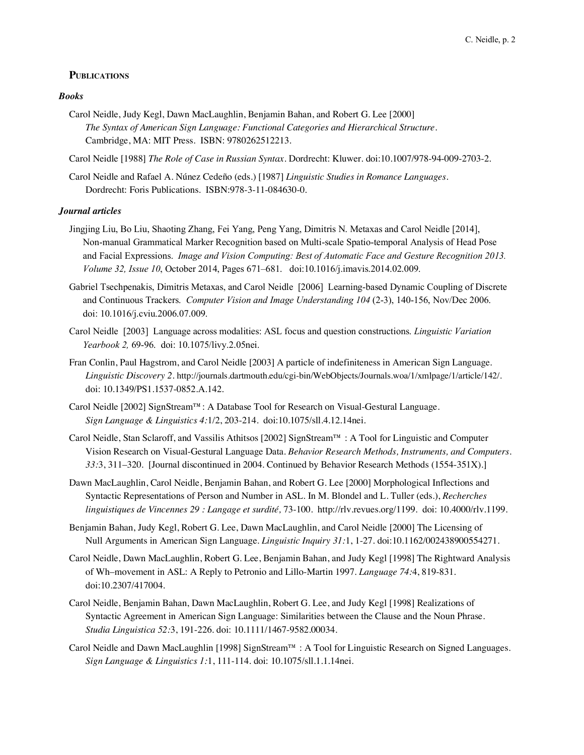## Publications

### *Books*

Carol Neidle, Judy Kegl, Dawn MacLaughlin, Benjamin Bahan, and Robert G. Lee [2000] *The Syntax of American Sign Language: Functional Categories and Hierarchical Structure*. Cambridge, MA: MIT Press. ISBN: 9780262512213.

Carol Neidle [1988] *The Role of Case in Russian Syntax*. Dordrecht: Kluwer. doi:10.1007/978-94-009-2703-2.

Carol Neidle and Rafael A. Núnez Cedeño (eds.) [1987] *Linguistic Studies in Romance Languages*. Dordrecht: Foris Publications. ISBN:978-3-11-084630-0.

### *Journal articles*

Jingjing Liu, Bo Liu, Shaoting Zhang, Fei Yang, Peng Yang, Dimitris N. Metaxas and Carol Neidle [2014], Non-manual Grammatical Marker Recognition based on Multi-scale Spatio-temporal Analysis of Head Pose and Facial Expressions. *Image and Vision Computing: Best of Automatic Face and Gesture Recognition 2013. Volume 32, Issue 10*, October 2014, Pages 671–681. doi:10.1016/j.imavis.2014.02.009.

Gabriel Tsechpenakis, Dimitris Metaxas, and Carol Neidle [2006] Learning-based Dynamic Coupling of Discrete and Continuous Trackers. *Computer Vision and Image Understanding 104* (2-3), 140-156, Nov/Dec 2006. doi: 10.1016/j.cviu.2006.07.009.

Carol Neidle [2003] Language across modalities: ASL focus and question constructions. *Linguistic Variation Yearbook 2,* 69-96. doi: 10.1075/livy.2.05nei.

Fran Conlin, Paul Hagstrom, and Carol Neidle [2003] A particle of indefiniteness in American Sign Language. *Linguistic Discovery 2*. http://journals.dartmouth.edu/cgi-bin/WebObjects/Journals.woa/1/xmlpage/1/article/142/. doi: 10.1349/PS1.1537-0852.A.142.

Carol Neidle [2002] SignStream™: A Database Tool for Research on Visual-Gestural Language. *Sign Language & Linguistics 4:*1/2, 203-214. doi:10.1075/sll.4.12.14nei.

Carol Neidle, Stan Sclaroff, and Vassilis Athitsos [2002] SignStream™ : A Tool for Linguistic and Computer Vision Research on Visual-Gestural Language Data. *Behavior Research Methods, Instruments, and Computers. 33:*3, 311–320. [Journal discontinued in 2004. Continued by Behavior Research Methods (1554-351X).]

Dawn MacLaughlin, Carol Neidle, Benjamin Bahan, and Robert G. Lee [2000] Morphological Inflections and Syntactic Representations of Person and Number in ASL. In M. Blondel and L. Tuller (eds.), *Recherches linguistiques de Vincennes 29 : Langage et surdité,* 73-100. http://rlv.revues.org/1199. doi: 10.4000/rlv.1199.

Benjamin Bahan, Judy Kegl, Robert G. Lee, Dawn MacLaughlin, and Carol Neidle [2000] The Licensing of Null Arguments in American Sign Language. *Linguistic Inquiry 31:*1, 1-27. doi:10.1162/002438900554271.

Carol Neidle, Dawn MacLaughlin, Robert G. Lee, Benjamin Bahan, and Judy Kegl [1998] The Rightward Analysis of Wh–movement in ASL: A Reply to Petronio and Lillo-Martin 1997. *Language 74:*4, 819-831. doi:10.2307/417004.

Carol Neidle, Benjamin Bahan, Dawn MacLaughlin, Robert G. Lee, and Judy Kegl [1998] Realizations of Syntactic Agreement in American Sign Language: Similarities between the Clause and the Noun Phrase. *Studia Linguistica 52:*3, 191-226. doi: 10.1111/1467-9582.00034.

Carol Neidle and Dawn MacLaughlin [1998] SignStream™ : A Tool for Linguistic Research on Signed Languages. *Sign Language & Linguistics 1:*1, 111-114. doi: 10.1075/sll.1.1.14nei.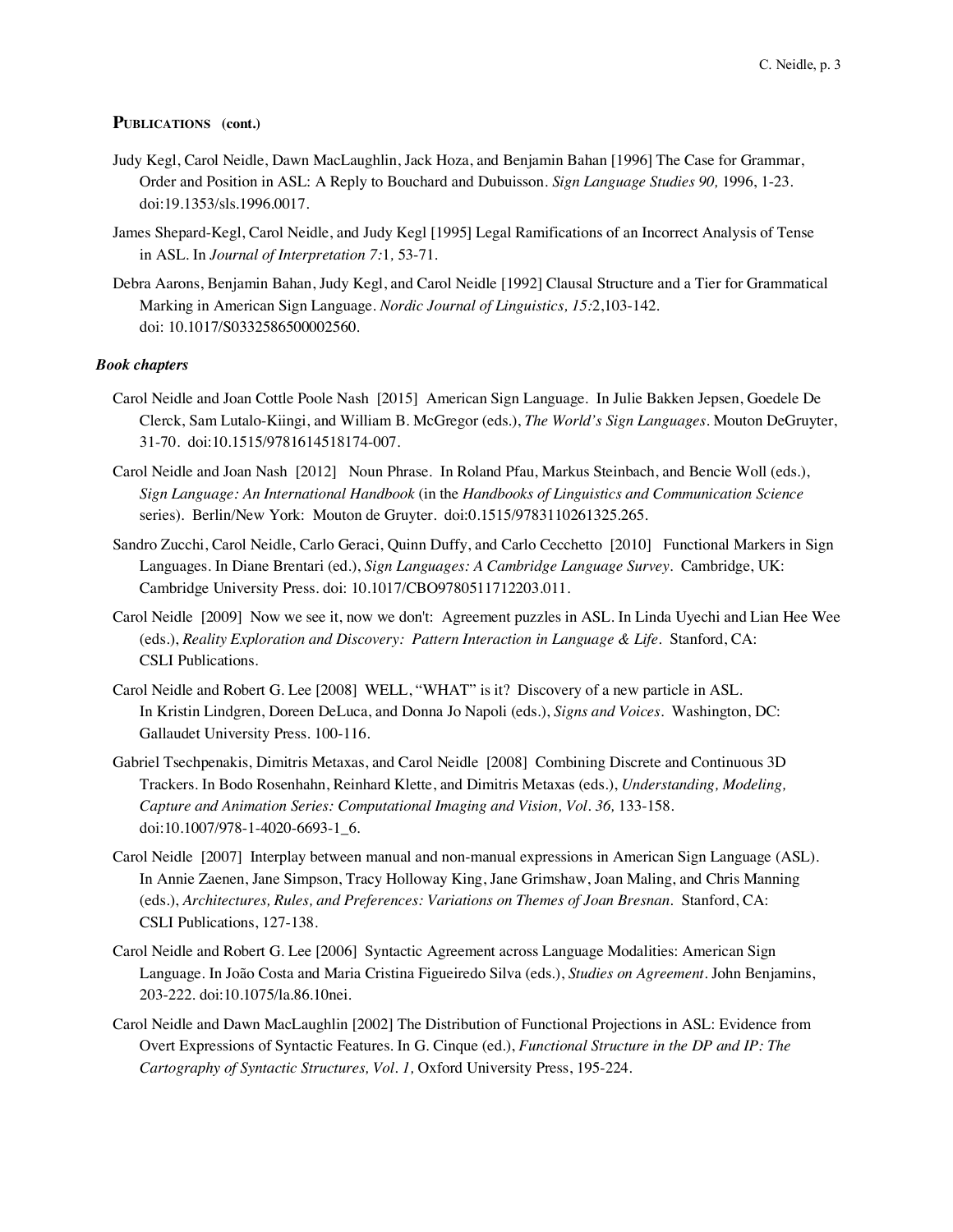**PUBLICATIONS (cont.)**

Judy Kegl, Carol Neidle, Dawn MacLaughlin, Jack Hoza, and Benjamin Bahan [1996] The Case for Grammar, Order and Position in ASL: A Reply to Bouchard and Dubuisson. *Sign Language Studies 90,* 1996, 1-23. doi:19.1353/sls.1996.0017.

James Shepard-Kegl, Carol Neidle, and Judy Kegl [1995] Legal Ramifications of an Incorrect Analysis of Tense in ASL. In *Journal of Interpretation 7:*1*,* 53-71.

Debra Aarons, Benjamin Bahan, Judy Kegl, and Carol Neidle [1992] Clausal Structure and a Tier for Grammatical Marking in American Sign Language. *Nordic Journal of Linguistics, 15:*2,103-142. doi: 10.1017/S0332586500002560.

***Book chapters***

Carol Neidle and Joan Cottle Poole Nash [2015] American Sign Language. In Julie Bakken Jepsen, Goedele De Clerck, Sam Lutalo-Kiingi, and William B. McGregor (eds.), *The World's Sign Languages*. Mouton DeGruyter, 31-70. doi:10.1515/9781614518174-007.

Carol Neidle and Joan Nash [2012] Noun Phrase. In Roland Pfau, Markus Steinbach, and Bencie Woll (eds.), *Sign Language: An International Handbook* (in the *Handbooks of Linguistics and Communication Science* series). Berlin/New York: Mouton de Gruyter. doi:0.1515/9783110261325.265.

Sandro Zucchi, Carol Neidle, Carlo Geraci, Quinn Duffy, and Carlo Cecchetto [2010] Functional Markers in Sign Languages. In Diane Brentari (ed.), *Sign Languages: A Cambridge Language Survey*. Cambridge, UK: Cambridge University Press. doi: 10.1017/CBO9780511712203.011.

Carol Neidle [2009] Now we see it, now we don't: Agreement puzzles in ASL. In Linda Uyechi and Lian Hee Wee (eds.), *Reality Exploration and Discovery: Pattern Interaction in Language & Life*. Stanford, CA: CSLI Publications.

Carol Neidle and Robert G. Lee [2008] WELL, "WHAT" is it? Discovery of a new particle in ASL. In Kristin Lindgren, Doreen DeLuca, and Donna Jo Napoli (eds.), *Signs and Voices*. Washington, DC: Gallaudet University Press. 100-116.

Gabriel Tsechpenakis, Dimitris Metaxas, and Carol Neidle [2008] Combining Discrete and Continuous 3D Trackers. In Bodo Rosenhahn, Reinhard Klette, and Dimitris Metaxas (eds.), *Understanding, Modeling, Capture and Animation Series: Computational Imaging and Vision, Vol. 36,* 133-158. doi:10.1007/978-1-4020-6693-1_6.

Carol Neidle [2007] Interplay between manual and non-manual expressions in American Sign Language (ASL). In Annie Zaenen, Jane Simpson, Tracy Holloway King, Jane Grimshaw, Joan Maling, and Chris Manning (eds.), *Architectures, Rules, and Preferences: Variations on Themes of Joan Bresnan*. Stanford, CA: CSLI Publications, 127-138.

Carol Neidle and Robert G. Lee [2006] Syntactic Agreement across Language Modalities: American Sign Language. In João Costa and Maria Cristina Figueiredo Silva (eds.), *Studies on Agreement*. John Benjamins, 203-222. doi:10.1075/la.86.10nei.

Carol Neidle and Dawn MacLaughlin [2002] The Distribution of Functional Projections in ASL: Evidence from Overt Expressions of Syntactic Features. In G. Cinque (ed.), *Functional Structure in the DP and IP: The Cartography of Syntactic Structures, Vol. 1,* Oxford University Press, 195-224.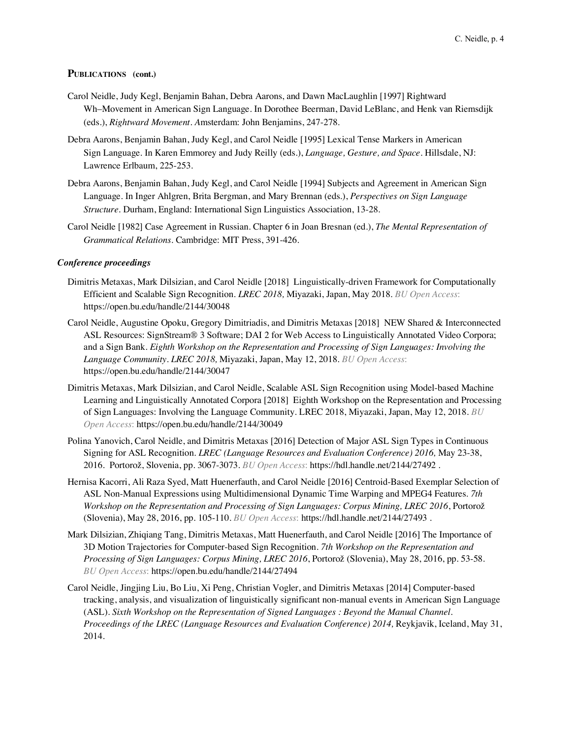## Publications (cont.)

Carol Neidle, Judy Kegl, Benjamin Bahan, Debra Aarons, and Dawn MacLaughlin [1997] Rightward Wh–Movement in American Sign Language. In Dorothee Beerman, David LeBlanc, and Henk van Riemsdijk (eds.), *Rightward Movement*. Amsterdam: John Benjamins, 247-278.

Debra Aarons, Benjamin Bahan, Judy Kegl, and Carol Neidle [1995] Lexical Tense Markers in American Sign Language. In Karen Emmorey and Judy Reilly (eds.), *Language, Gesture, and Space*. Hillsdale, NJ: Lawrence Erlbaum, 225-253.

Debra Aarons, Benjamin Bahan, Judy Kegl, and Carol Neidle [1994] Subjects and Agreement in American Sign Language. In Inger Ahlgren, Brita Bergman, and Mary Brennan (eds.), *Perspectives on Sign Language Structure*. Durham, England: International Sign Linguistics Association, 13-28.

Carol Neidle [1982] Case Agreement in Russian. Chapter 6 in Joan Bresnan (ed.), *The Mental Representation of Grammatical Relations*. Cambridge: MIT Press, 391-426.

### *Conference proceedings*

Dimitris Metaxas, Mark Dilsizian, and Carol Neidle [2018] Linguistically-driven Framework for Computationally Efficient and Scalable Sign Recognition. *LREC 2018,* Miyazaki, Japan, May 2018. *BU Open Access*: https://open.bu.edu/handle/2144/30048

Carol Neidle, Augustine Opoku, Gregory Dimitriadis, and Dimitris Metaxas [2018] NEW Shared & Interconnected ASL Resources: SignStream® 3 Software; DAI 2 for Web Access to Linguistically Annotated Video Corpora; and a Sign Bank. *Eighth Workshop on the Representation and Processing of Sign Languages: Involving the Language Community. LREC 2018,* Miyazaki, Japan, May 12, 2018. *BU Open Access*: https://open.bu.edu/handle/2144/30047

Dimitris Metaxas, Mark Dilsizian, and Carol Neidle, Scalable ASL Sign Recognition using Model-based Machine Learning and Linguistically Annotated Corpora [2018] Eighth Workshop on the Representation and Processing of Sign Languages: Involving the Language Community. LREC 2018, Miyazaki, Japan, May 12, 2018. *BU Open Access*: https://open.bu.edu/handle/2144/30049

Polina Yanovich, Carol Neidle, and Dimitris Metaxas [2016] Detection of Major ASL Sign Types in Continuous Signing for ASL Recognition. *LREC (Language Resources and Evaluation Conference) 2016,* May 23-38, 2016. Portorož, Slovenia, pp. 3067-3073. *BU Open Access*: https://hdl.handle.net/2144/27492 .

Hernisa Kacorri, Ali Raza Syed, Matt Huenerfauth, and Carol Neidle [2016] Centroid-Based Exemplar Selection of ASL Non-Manual Expressions using Multidimensional Dynamic Time Warping and MPEG4 Features. *7th Workshop on the Representation and Processing of Sign Languages: Corpus Mining, LREC 2016*, Portorož (Slovenia), May 28, 2016, pp. 105-110. *BU Open Access*: https://hdl.handle.net/2144/27493 .

Mark Dilsizian, Zhiqiang Tang, Dimitris Metaxas, Matt Huenerfauth, and Carol Neidle [2016] The Importance of 3D Motion Trajectories for Computer-based Sign Recognition. *7th Workshop on the Representation and Processing of Sign Languages: Corpus Mining, LREC 2016*, Portorož (Slovenia), May 28, 2016, pp. 53-58. *BU Open Access*: https://open.bu.edu/handle/2144/27494

Carol Neidle, Jingjing Liu, Bo Liu, Xi Peng, Christian Vogler, and Dimitris Metaxas [2014] Computer-based tracking, analysis, and visualization of linguistically significant non-manual events in American Sign Language (ASL). *Sixth Workshop on the Representation of Signed Languages : Beyond the Manual Channel. Proceedings of the LREC (Language Resources and Evaluation Conference) 2014,* Reykjavik, Iceland, May 31, 2014.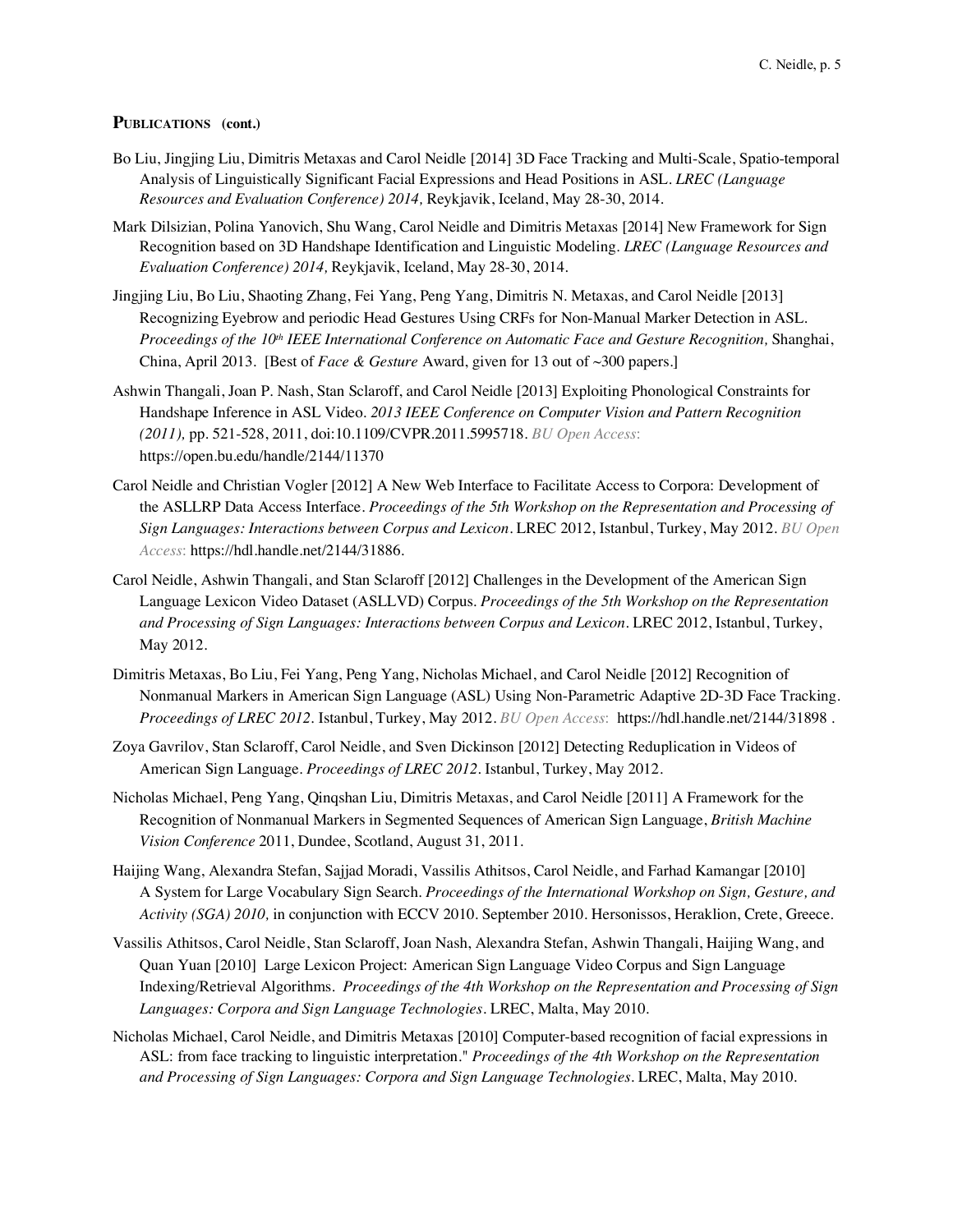**PUBLICATIONS (cont.)**

Bo Liu, Jingjing Liu, Dimitris Metaxas and Carol Neidle [2014] 3D Face Tracking and Multi-Scale, Spatio-temporal Analysis of Linguistically Significant Facial Expressions and Head Positions in ASL. *LREC (Language Resources and Evaluation Conference) 2014,* Reykjavik, Iceland, May 28-30, 2014.

Mark Dilsizian, Polina Yanovich, Shu Wang, Carol Neidle and Dimitris Metaxas [2014] New Framework for Sign Recognition based on 3D Handshape Identification and Linguistic Modeling. *LREC (Language Resources and Evaluation Conference) 2014,* Reykjavik, Iceland, May 28-30, 2014.

Jingjing Liu, Bo Liu, Shaoting Zhang, Fei Yang, Peng Yang, Dimitris N. Metaxas, and Carol Neidle [2013] Recognizing Eyebrow and periodic Head Gestures Using CRFs for Non-Manual Marker Detection in ASL. *Proceedings of the 10th IEEE International Conference on Automatic Face and Gesture Recognition,* Shanghai, China, April 2013. [Best of *Face & Gesture* Award, given for 13 out of ~300 papers.]

Ashwin Thangali, Joan P. Nash, Stan Sclaroff, and Carol Neidle [2013] Exploiting Phonological Constraints for Handshape Inference in ASL Video. *2013 IEEE Conference on Computer Vision and Pattern Recognition (2011),* pp. 521-528, 2011, doi:10.1109/CVPR.2011.5995718. *BU Open Access*: https://open.bu.edu/handle/2144/11370

Carol Neidle and Christian Vogler [2012] A New Web Interface to Facilitate Access to Corpora: Development of the ASLLRP Data Access Interface. *Proceedings of the 5th Workshop on the Representation and Processing of Sign Languages: Interactions between Corpus and Lexicon*. LREC 2012, Istanbul, Turkey, May 2012. *BU Open Access*: https://hdl.handle.net/2144/31886.

Carol Neidle, Ashwin Thangali, and Stan Sclaroff [2012] Challenges in the Development of the American Sign Language Lexicon Video Dataset (ASLLVD) Corpus. *Proceedings of the 5th Workshop on the Representation and Processing of Sign Languages: Interactions between Corpus and Lexicon*. LREC 2012, Istanbul, Turkey, May 2012.

Dimitris Metaxas, Bo Liu, Fei Yang, Peng Yang, Nicholas Michael, and Carol Neidle [2012] Recognition of Nonmanual Markers in American Sign Language (ASL) Using Non-Parametric Adaptive 2D-3D Face Tracking. *Proceedings of LREC 2012*. Istanbul, Turkey, May 2012. *BU Open Access*: https://hdl.handle.net/2144/31898 .

Zoya Gavrilov, Stan Sclaroff, Carol Neidle, and Sven Dickinson [2012] Detecting Reduplication in Videos of American Sign Language. *Proceedings of LREC 2012*. Istanbul, Turkey, May 2012.

Nicholas Michael, Peng Yang, Qinqshan Liu, Dimitris Metaxas, and Carol Neidle [2011] A Framework for the Recognition of Nonmanual Markers in Segmented Sequences of American Sign Language, *British Machine Vision Conference* 2011, Dundee, Scotland, August 31, 2011.

Haijing Wang, Alexandra Stefan, Sajjad Moradi, Vassilis Athitsos, Carol Neidle, and Farhad Kamangar [2010] A System for Large Vocabulary Sign Search. *Proceedings of the International Workshop on Sign, Gesture, and Activity (SGA) 2010,* in conjunction with ECCV 2010. September 2010. Hersonissos, Heraklion, Crete, Greece.

Vassilis Athitsos, Carol Neidle, Stan Sclaroff, Joan Nash, Alexandra Stefan, Ashwin Thangali, Haijing Wang, and Quan Yuan [2010] Large Lexicon Project: American Sign Language Video Corpus and Sign Language Indexing/Retrieval Algorithms. *Proceedings of the 4th Workshop on the Representation and Processing of Sign Languages: Corpora and Sign Language Technologies*. LREC, Malta, May 2010.

Nicholas Michael, Carol Neidle, and Dimitris Metaxas [2010] Computer-based recognition of facial expressions in ASL: from face tracking to linguistic interpretation." *Proceedings of the 4th Workshop on the Representation and Processing of Sign Languages: Corpora and Sign Language Technologies*. LREC, Malta, May 2010.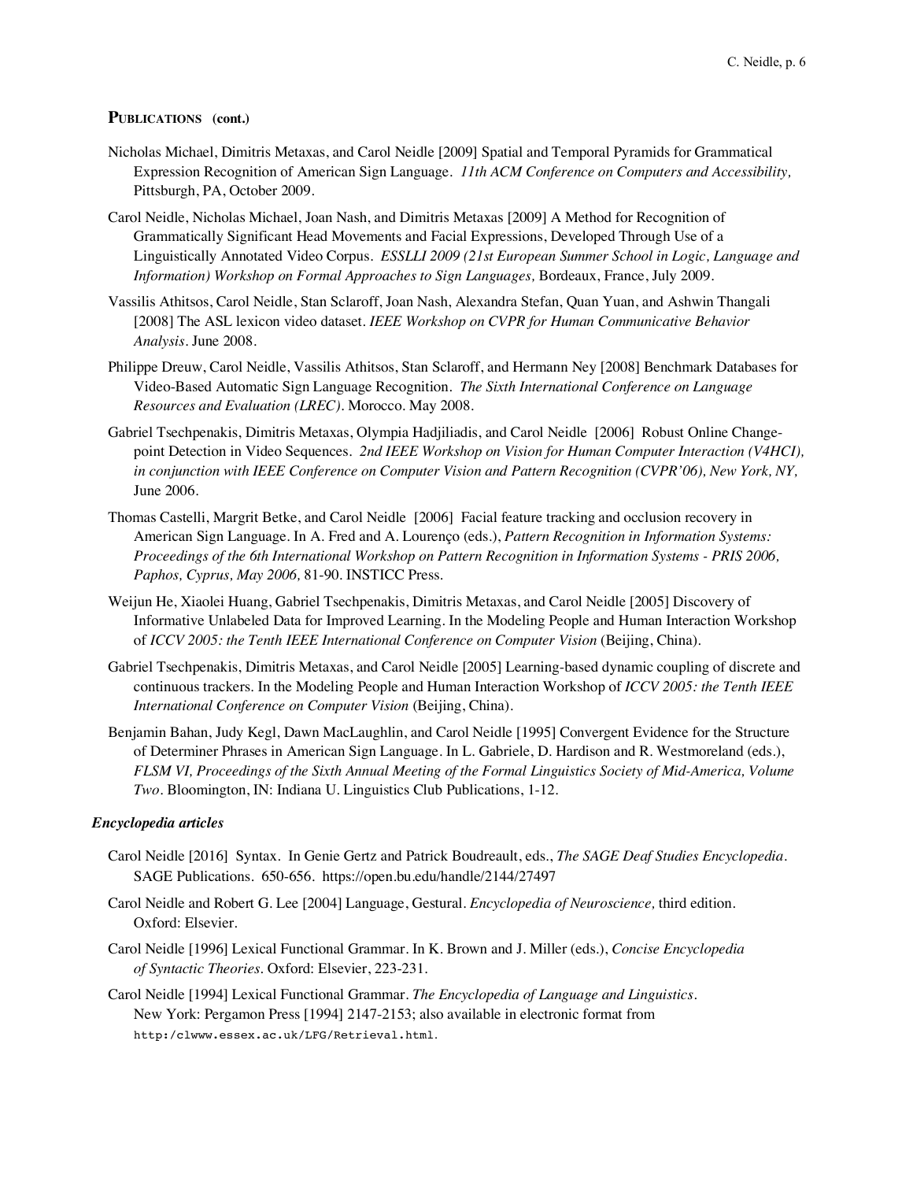## Publications (cont.)

Nicholas Michael, Dimitris Metaxas, and Carol Neidle [2009] Spatial and Temporal Pyramids for Grammatical Expression Recognition of American Sign Language. *11th ACM Conference on Computers and Accessibility,* Pittsburgh, PA, October 2009.

Carol Neidle, Nicholas Michael, Joan Nash, and Dimitris Metaxas [2009] A Method for Recognition of Grammatically Significant Head Movements and Facial Expressions, Developed Through Use of a Linguistically Annotated Video Corpus. *ESSLLI 2009 (21st European Summer School in Logic, Language and Information) Workshop on Formal Approaches to Sign Languages,* Bordeaux, France, July 2009.

Vassilis Athitsos, Carol Neidle, Stan Sclaroff, Joan Nash, Alexandra Stefan, Quan Yuan, and Ashwin Thangali [2008] The ASL lexicon video dataset. *IEEE Workshop on CVPR for Human Communicative Behavior Analysis*. June 2008.

Philippe Dreuw, Carol Neidle, Vassilis Athitsos, Stan Sclaroff, and Hermann Ney [2008] Benchmark Databases for Video-Based Automatic Sign Language Recognition. *The Sixth International Conference on Language Resources and Evaluation (LREC)*. Morocco. May 2008.

Gabriel Tsechpenakis, Dimitris Metaxas, Olympia Hadjiliadis, and Carol Neidle [2006] Robust Online Change-point Detection in Video Sequences. *2nd IEEE Workshop on Vision for Human Computer Interaction (V4HCI), in conjunction with IEEE Conference on Computer Vision and Pattern Recognition (CVPR'06), New York, NY,* June 2006.

Thomas Castelli, Margrit Betke, and Carol Neidle [2006] Facial feature tracking and occlusion recovery in American Sign Language. In A. Fred and A. Lourenço (eds.), *Pattern Recognition in Information Systems: Proceedings of the 6th International Workshop on Pattern Recognition in Information Systems - PRIS 2006, Paphos, Cyprus, May 2006,* 81-90. INSTICC Press.

Weijun He, Xiaolei Huang, Gabriel Tsechpenakis, Dimitris Metaxas, and Carol Neidle [2005] Discovery of Informative Unlabeled Data for Improved Learning. In the Modeling People and Human Interaction Workshop of *ICCV 2005: the Tenth IEEE International Conference on Computer Vision* (Beijing, China).

Gabriel Tsechpenakis, Dimitris Metaxas, and Carol Neidle [2005] Learning-based dynamic coupling of discrete and continuous trackers. In the Modeling People and Human Interaction Workshop of *ICCV 2005: the Tenth IEEE International Conference on Computer Vision* (Beijing, China).

Benjamin Bahan, Judy Kegl, Dawn MacLaughlin, and Carol Neidle [1995] Convergent Evidence for the Structure of Determiner Phrases in American Sign Language. In L. Gabriele, D. Hardison and R. Westmoreland (eds.), *FLSM VI, Proceedings of the Sixth Annual Meeting of the Formal Linguistics Society of Mid-America, Volume Two*. Bloomington, IN: Indiana U. Linguistics Club Publications, 1-12.

### *Encyclopedia articles*

Carol Neidle [2016] Syntax. In Genie Gertz and Patrick Boudreault, eds., *The SAGE Deaf Studies Encyclopedia*. SAGE Publications. 650-656. https://open.bu.edu/handle/2144/27497

Carol Neidle and Robert G. Lee [2004] Language, Gestural. *Encyclopedia of Neuroscience,* third edition. Oxford: Elsevier.

Carol Neidle [1996] Lexical Functional Grammar. In K. Brown and J. Miller (eds.), *Concise Encyclopedia of Syntactic Theories*. Oxford: Elsevier, 223-231.

Carol Neidle [1994] Lexical Functional Grammar. *The Encyclopedia of Language and Linguistics*. New York: Pergamon Press [1994] 2147-2153; also available in electronic format from `http:/clwww.essex.ac.uk/LFG/Retrieval.html`.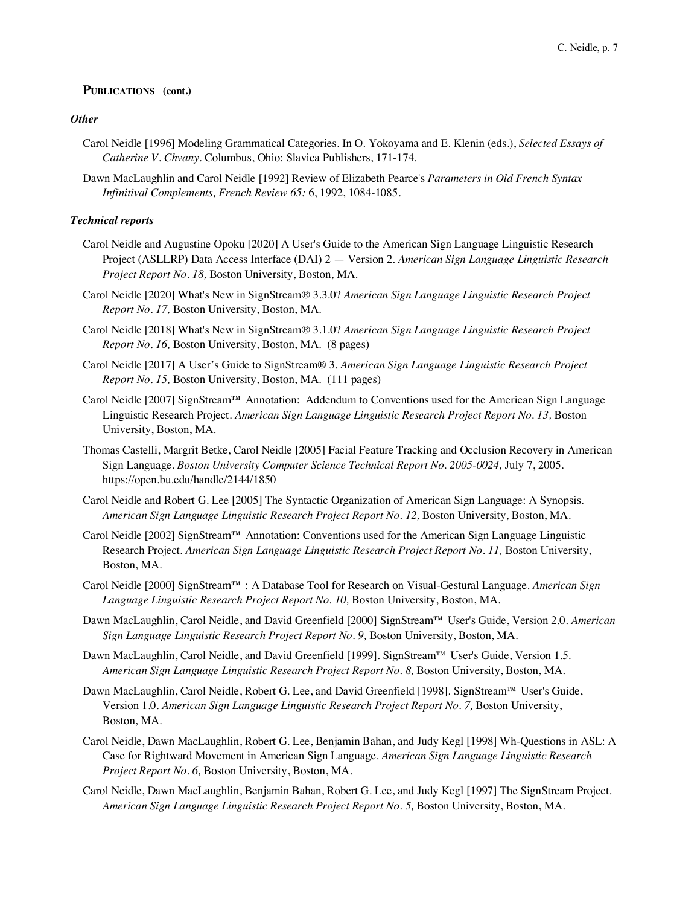## PUBLICATIONS (cont.)

### *Other*

Carol Neidle [1996] Modeling Grammatical Categories. In O. Yokoyama and E. Klenin (eds.), *Selected Essays of Catherine V. Chvany*. Columbus, Ohio: Slavica Publishers, 171-174.

Dawn MacLaughlin and Carol Neidle [1992] Review of Elizabeth Pearce's *Parameters in Old French Syntax Infinitival Complements, French Review 65:* 6, 1992, 1084-1085.

### *Technical reports*

Carol Neidle and Augustine Opoku [2020] A User's Guide to the American Sign Language Linguistic Research Project (ASLLRP) Data Access Interface (DAI) 2 — Version 2. *American Sign Language Linguistic Research Project Report No. 18,* Boston University, Boston, MA.

Carol Neidle [2020] What's New in SignStream® 3.3.0? *American Sign Language Linguistic Research Project Report No. 17,* Boston University, Boston, MA.

Carol Neidle [2018] What's New in SignStream® 3.1.0? *American Sign Language Linguistic Research Project Report No. 16,* Boston University, Boston, MA. (8 pages)

Carol Neidle [2017] A User's Guide to SignStream® 3. *American Sign Language Linguistic Research Project Report No. 15,* Boston University, Boston, MA. (111 pages)

Carol Neidle [2007] SignStream™ Annotation: Addendum to Conventions used for the American Sign Language Linguistic Research Project. *American Sign Language Linguistic Research Project Report No. 13,* Boston University, Boston, MA.

Thomas Castelli, Margrit Betke, Carol Neidle [2005] Facial Feature Tracking and Occlusion Recovery in American Sign Language. *Boston University Computer Science Technical Report No. 2005-0024,* July 7, 2005. https://open.bu.edu/handle/2144/1850

Carol Neidle and Robert G. Lee [2005] The Syntactic Organization of American Sign Language: A Synopsis. *American Sign Language Linguistic Research Project Report No. 12,* Boston University, Boston, MA.

Carol Neidle [2002] SignStream™ Annotation: Conventions used for the American Sign Language Linguistic Research Project. *American Sign Language Linguistic Research Project Report No. 11,* Boston University, Boston, MA.

Carol Neidle [2000] SignStream™ : A Database Tool for Research on Visual-Gestural Language. *American Sign Language Linguistic Research Project Report No. 10,* Boston University, Boston, MA.

Dawn MacLaughlin, Carol Neidle, and David Greenfield [2000] SignStream™ User's Guide, Version 2.0. *American Sign Language Linguistic Research Project Report No. 9,* Boston University, Boston, MA.

Dawn MacLaughlin, Carol Neidle, and David Greenfield [1999]. SignStream™ User's Guide, Version 1.5. *American Sign Language Linguistic Research Project Report No. 8,* Boston University, Boston, MA.

Dawn MacLaughlin, Carol Neidle, Robert G. Lee, and David Greenfield [1998]. SignStream™ User's Guide, Version 1.0. *American Sign Language Linguistic Research Project Report No. 7,* Boston University, Boston, MA.

Carol Neidle, Dawn MacLaughlin, Robert G. Lee, Benjamin Bahan, and Judy Kegl [1998] Wh-Questions in ASL: A Case for Rightward Movement in American Sign Language. *American Sign Language Linguistic Research Project Report No. 6,* Boston University, Boston, MA.

Carol Neidle, Dawn MacLaughlin, Benjamin Bahan, Robert G. Lee, and Judy Kegl [1997] The SignStream Project. *American Sign Language Linguistic Research Project Report No. 5,* Boston University, Boston, MA.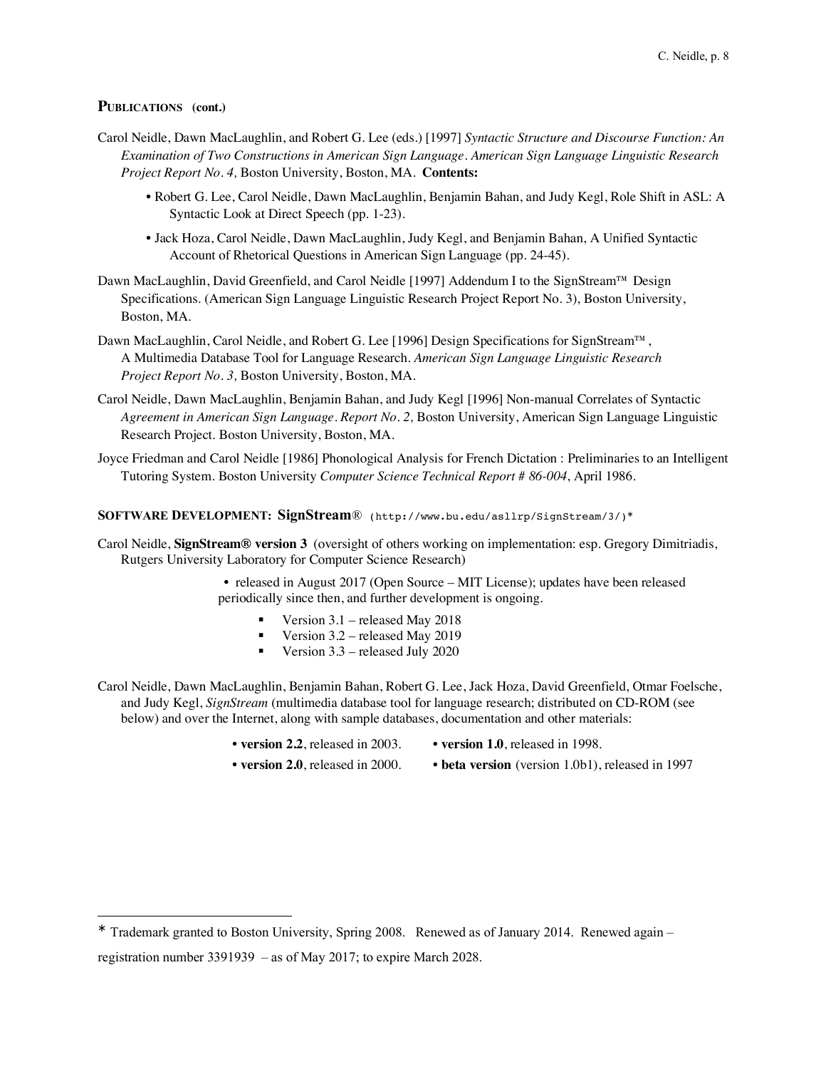## PUBLICATIONS (cont.)

Carol Neidle, Dawn MacLaughlin, and Robert G. Lee (eds.) [1997] *Syntactic Structure and Discourse Function: An Examination of Two Constructions in American Sign Language. American Sign Language Linguistic Research Project Report No. 4,* Boston University, Boston, MA. **Contents:**

- Robert G. Lee, Carol Neidle, Dawn MacLaughlin, Benjamin Bahan, and Judy Kegl, Role Shift in ASL: A Syntactic Look at Direct Speech (pp. 1-23).
- Jack Hoza, Carol Neidle, Dawn MacLaughlin, Judy Kegl, and Benjamin Bahan, A Unified Syntactic Account of Rhetorical Questions in American Sign Language (pp. 24-45).

Dawn MacLaughlin, David Greenfield, and Carol Neidle [1997] Addendum I to the SignStream™ Design Specifications. (American Sign Language Linguistic Research Project Report No. 3), Boston University, Boston, MA.

Dawn MacLaughlin, Carol Neidle, and Robert G. Lee [1996] Design Specifications for SignStream™ , A Multimedia Database Tool for Language Research. *American Sign Language Linguistic Research Project Report No. 3,* Boston University, Boston, MA.

Carol Neidle, Dawn MacLaughlin, Benjamin Bahan, and Judy Kegl [1996] Non-manual Correlates of Syntactic *Agreement in American Sign Language. Report No. 2,* Boston University, American Sign Language Linguistic Research Project. Boston University, Boston, MA.

Joyce Friedman and Carol Neidle [1986] Phonological Analysis for French Dictation : Preliminaries to an Intelligent Tutoring System. Boston University *Computer Science Technical Report # 86-004*, April 1986.

## SOFTWARE DEVELOPMENT: SignStream® (http://www.bu.edu/asllrp/SignStream/3/)*

Carol Neidle, **SignStream® version 3** (oversight of others working on implementation: esp. Gregory Dimitriadis, Rutgers University Laboratory for Computer Science Research)

- released in August 2017 (Open Source – MIT License); updates have been released periodically since then, and further development is ongoing.
  - Version 3.1 – released May 2018
  - Version 3.2 – released May 2019
  - Version 3.3 – released July 2020

Carol Neidle, Dawn MacLaughlin, Benjamin Bahan, Robert G. Lee, Jack Hoza, David Greenfield, Otmar Foelsche, and Judy Kegl, *SignStream* (multimedia database tool for language research; distributed on CD-ROM (see below) and over the Internet, along with sample databases, documentation and other materials:

- **version 2.2**, released in 2003.
- **version 2.0**, released in 2000.
- **version 1.0**, released in 1998.
- **beta version** (version 1.0b1), released in 1997

---

* Trademark granted to Boston University, Spring 2008. Renewed as of January 2014. Renewed again – registration number 3391939 – as of May 2017; to expire March 2028.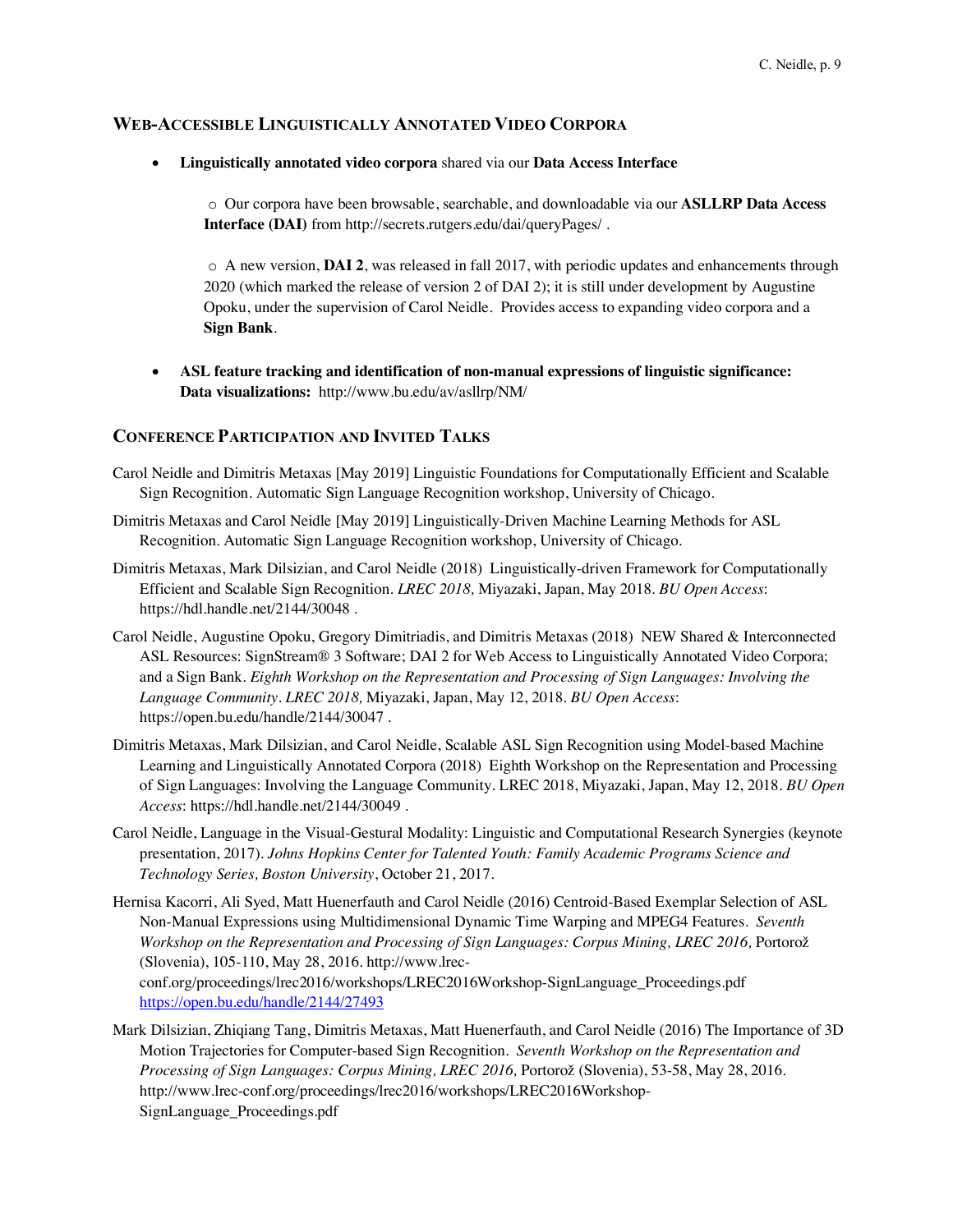## WEB-ACCESSIBLE LINGUISTICALLY ANNOTATED VIDEO CORPORA

- **Linguistically annotated video corpora** shared via our **Data Access Interface**
  - Our corpora have been browsable, searchable, and downloadable via our **ASLLRP Data Access Interface (DAI)** from http://secrets.rutgers.edu/dai/queryPages/ .
  - A new version, **DAI 2**, was released in fall 2017, with periodic updates and enhancements through 2020 (which marked the release of version 2 of DAI 2); it is still under development by Augustine Opoku, under the supervision of Carol Neidle. Provides access to expanding video corpora and a **Sign Bank**.
- **ASL feature tracking and identification of non-manual expressions of linguistic significance: Data visualizations:** http://www.bu.edu/av/asllrp/NM/

## CONFERENCE PARTICIPATION AND INVITED TALKS

Carol Neidle and Dimitris Metaxas [May 2019] Linguistic Foundations for Computationally Efficient and Scalable Sign Recognition. Automatic Sign Language Recognition workshop, University of Chicago.

Dimitris Metaxas and Carol Neidle [May 2019] Linguistically-Driven Machine Learning Methods for ASL Recognition. Automatic Sign Language Recognition workshop, University of Chicago.

Dimitris Metaxas, Mark Dilsizian, and Carol Neidle (2018) Linguistically-driven Framework for Computationally Efficient and Scalable Sign Recognition. *LREC 2018,* Miyazaki, Japan, May 2018. *BU Open Access*: https://hdl.handle.net/2144/30048 .

Carol Neidle, Augustine Opoku, Gregory Dimitriadis, and Dimitris Metaxas (2018) NEW Shared & Interconnected ASL Resources: SignStream® 3 Software; DAI 2 for Web Access to Linguistically Annotated Video Corpora; and a Sign Bank. *Eighth Workshop on the Representation and Processing of Sign Languages: Involving the Language Community*. *LREC 2018,* Miyazaki, Japan, May 12, 2018. *BU Open Access*: https://open.bu.edu/handle/2144/30047 .

Dimitris Metaxas, Mark Dilsizian, and Carol Neidle, Scalable ASL Sign Recognition using Model-based Machine Learning and Linguistically Annotated Corpora (2018) Eighth Workshop on the Representation and Processing of Sign Languages: Involving the Language Community. LREC 2018, Miyazaki, Japan, May 12, 2018. *BU Open Access*: https://hdl.handle.net/2144/30049 .

Carol Neidle, Language in the Visual-Gestural Modality: Linguistic and Computational Research Synergies (keynote presentation, 2017). *Johns Hopkins Center for Talented Youth: Family Academic Programs Science and Technology Series, Boston University*, October 21, 2017.

Hernisa Kacorri, Ali Syed, Matt Huenerfauth and Carol Neidle (2016) Centroid-Based Exemplar Selection of ASL Non-Manual Expressions using Multidimensional Dynamic Time Warping and MPEG4 Features. *Seventh Workshop on the Representation and Processing of Sign Languages: Corpus Mining, LREC 2016,* Portorož (Slovenia), 105-110, May 28, 2016. http://www.lrec-conf.org/proceedings/lrec2016/workshops/LREC2016Workshop-SignLanguage_Proceedings.pdf https://open.bu.edu/handle/2144/27493

Mark Dilsizian, Zhiqiang Tang, Dimitris Metaxas, Matt Huenerfauth, and Carol Neidle (2016) The Importance of 3D Motion Trajectories for Computer-based Sign Recognition. *Seventh Workshop on the Representation and Processing of Sign Languages: Corpus Mining, LREC 2016,* Portorož (Slovenia), 53-58, May 28, 2016. http://www.lrec-conf.org/proceedings/lrec2016/workshops/LREC2016Workshop-SignLanguage_Proceedings.pdf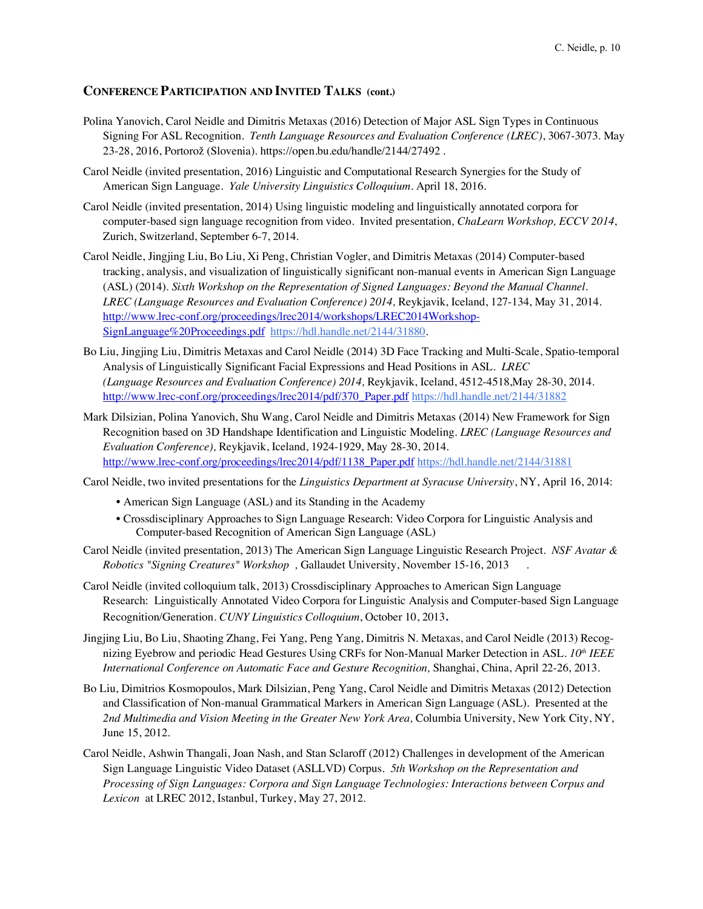## Conference Participation and Invited Talks (cont.)

Polina Yanovich, Carol Neidle and Dimitris Metaxas (2016) Detection of Major ASL Sign Types in Continuous Signing For ASL Recognition. *Tenth Language Resources and Evaluation Conference (LREC)*, 3067-3073. May 23-28, 2016, Portorož (Slovenia). https://open.bu.edu/handle/2144/27492 .

Carol Neidle (invited presentation, 2016) Linguistic and Computational Research Synergies for the Study of American Sign Language. *Yale University Linguistics Colloquium*. April 18, 2016.

Carol Neidle (invited presentation, 2014) Using linguistic modeling and linguistically annotated corpora for computer-based sign language recognition from video. Invited presentation*, ChaLearn Workshop, ECCV 2014*, Zurich, Switzerland, September 6-7, 2014.

Carol Neidle, Jingjing Liu, Bo Liu, Xi Peng, Christian Vogler, and Dimitris Metaxas (2014) Computer-based tracking, analysis, and visualization of linguistically significant non-manual events in American Sign Language (ASL) (2014). *Sixth Workshop on the Representation of Signed Languages: Beyond the Manual Channel. LREC (Language Resources and Evaluation Conference) 2014,* Reykjavik, Iceland, 127-134, May 31, 2014. http://www.lrec-conf.org/proceedings/lrec2014/workshops/LREC2014Workshop-SignLanguage%20Proceedings.pdf https://hdl.handle.net/2144/31880.

Bo Liu, Jingjing Liu, Dimitris Metaxas and Carol Neidle (2014) 3D Face Tracking and Multi-Scale, Spatio-temporal Analysis of Linguistically Significant Facial Expressions and Head Positions in ASL. *LREC (Language Resources and Evaluation Conference) 2014,* Reykjavik, Iceland, 4512-4518,May 28-30, 2014. http://www.lrec-conf.org/proceedings/lrec2014/pdf/370_Paper.pdf https://hdl.handle.net/2144/31882

Mark Dilsizian, Polina Yanovich, Shu Wang, Carol Neidle and Dimitris Metaxas (2014) New Framework for Sign Recognition based on 3D Handshape Identification and Linguistic Modeling. *LREC (Language Resources and Evaluation Conference),* Reykjavik, Iceland, 1924-1929, May 28-30, 2014. http://www.lrec-conf.org/proceedings/lrec2014/pdf/1138_Paper.pdf https://hdl.handle.net/2144/31881

Carol Neidle, two invited presentations for the *Linguistics Department at Syracuse University*, NY, April 16, 2014:

- American Sign Language (ASL) and its Standing in the Academy
- Crossdisciplinary Approaches to Sign Language Research: Video Corpora for Linguistic Analysis and Computer-based Recognition of American Sign Language (ASL)

Carol Neidle (invited presentation, 2013) The American Sign Language Linguistic Research Project. *NSF Avatar & Robotics "Signing Creatures" Workshop* , Gallaudet University, November 15-16, 2013 .

Carol Neidle (invited colloquium talk, 2013) Crossdisciplinary Approaches to American Sign Language Research: Linguistically Annotated Video Corpora for Linguistic Analysis and Computer-based Sign Language Recognition/Generation. *CUNY Linguistics Colloquium*, October 10, 2013**.**

Jingjing Liu, Bo Liu, Shaoting Zhang, Fei Yang, Peng Yang, Dimitris N. Metaxas, and Carol Neidle (2013) Recognizing Eyebrow and periodic Head Gestures Using CRFs for Non-Manual Marker Detection in ASL. *10th IEEE International Conference on Automatic Face and Gesture Recognition,* Shanghai, China, April 22-26, 2013.

Bo Liu, Dimitrios Kosmopoulos, Mark Dilsizian, Peng Yang, Carol Neidle and Dimitris Metaxas (2012) Detection and Classification of Non-manual Grammatical Markers in American Sign Language (ASL). Presented at the *2nd Multimedia and Vision Meeting in the Greater New York Area,* Columbia University, New York City, NY, June 15, 2012.

Carol Neidle, Ashwin Thangali, Joan Nash, and Stan Sclaroff (2012) Challenges in development of the American Sign Language Linguistic Video Dataset (ASLLVD) Corpus. *5th Workshop on the Representation and Processing of Sign Languages: Corpora and Sign Language Technologies: Interactions between Corpus and Lexicon* at LREC 2012, Istanbul, Turkey, May 27, 2012.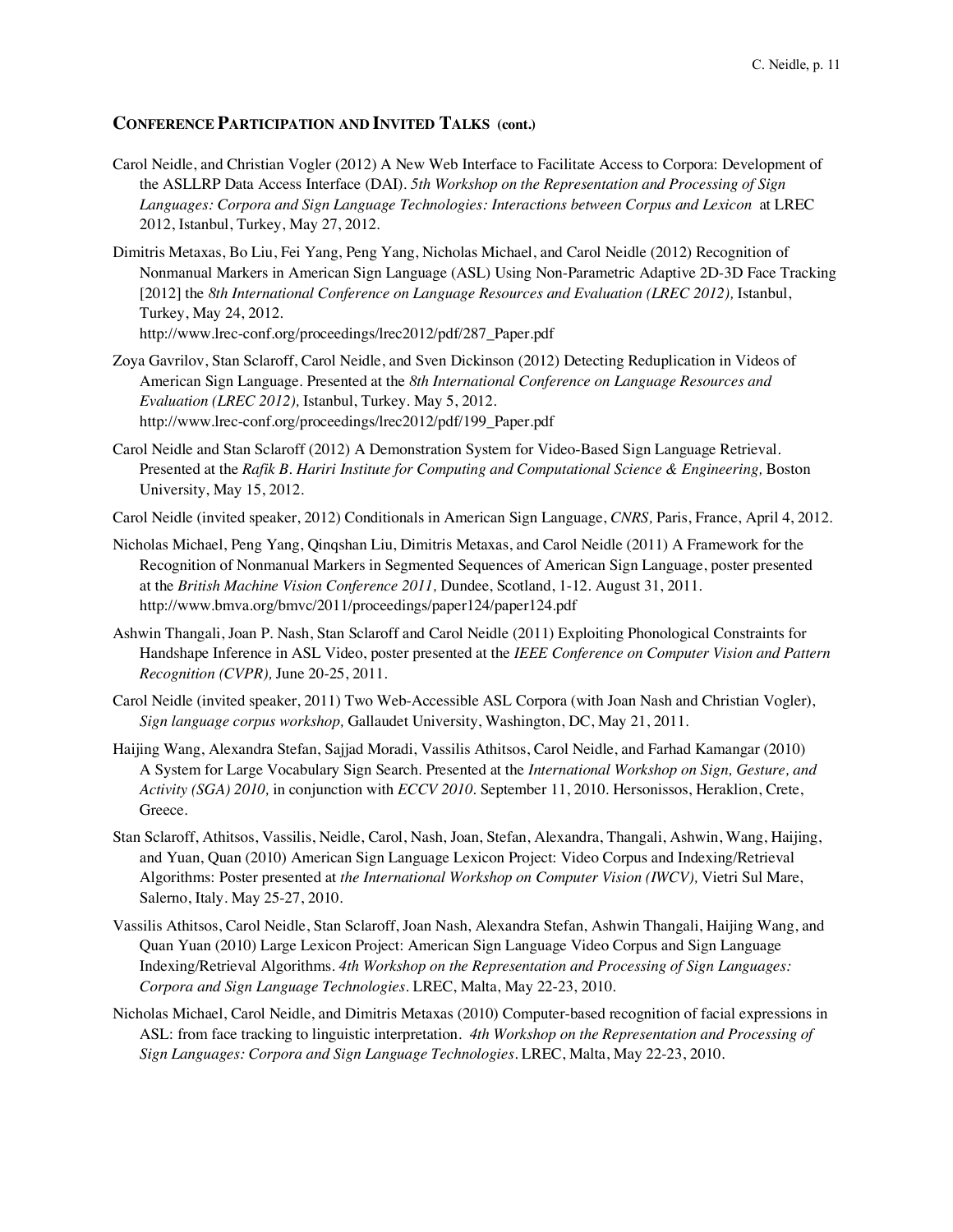## CONFERENCE PARTICIPATION AND INVITED TALKS (cont.)

Carol Neidle, and Christian Vogler (2012) A New Web Interface to Facilitate Access to Corpora: Development of the ASLLRP Data Access Interface (DAI). *5th Workshop on the Representation and Processing of Sign Languages: Corpora and Sign Language Technologies: Interactions between Corpus and Lexicon* at LREC 2012, Istanbul, Turkey, May 27, 2012.

Dimitris Metaxas, Bo Liu, Fei Yang, Peng Yang, Nicholas Michael, and Carol Neidle (2012) Recognition of Nonmanual Markers in American Sign Language (ASL) Using Non-Parametric Adaptive 2D-3D Face Tracking [2012] the *8th International Conference on Language Resources and Evaluation (LREC 2012),* Istanbul, Turkey, May 24, 2012.
http://www.lrec-conf.org/proceedings/lrec2012/pdf/287_Paper.pdf

Zoya Gavrilov, Stan Sclaroff, Carol Neidle, and Sven Dickinson (2012) Detecting Reduplication in Videos of American Sign Language. Presented at the *8th International Conference on Language Resources and Evaluation (LREC 2012),* Istanbul, Turkey. May 5, 2012.
http://www.lrec-conf.org/proceedings/lrec2012/pdf/199_Paper.pdf

Carol Neidle and Stan Sclaroff (2012) A Demonstration System for Video-Based Sign Language Retrieval. Presented at the *Rafik B. Hariri Institute for Computing and Computational Science & Engineering,* Boston University, May 15, 2012.

Carol Neidle (invited speaker, 2012) Conditionals in American Sign Language, *CNRS,* Paris, France, April 4, 2012.

Nicholas Michael, Peng Yang, Qinqshan Liu, Dimitris Metaxas, and Carol Neidle (2011) A Framework for the Recognition of Nonmanual Markers in Segmented Sequences of American Sign Language, poster presented at the *British Machine Vision Conference 2011,* Dundee, Scotland, 1-12. August 31, 2011.
http://www.bmva.org/bmvc/2011/proceedings/paper124/paper124.pdf

Ashwin Thangali, Joan P. Nash, Stan Sclaroff and Carol Neidle (2011) Exploiting Phonological Constraints for Handshape Inference in ASL Video, poster presented at the *IEEE Conference on Computer Vision and Pattern Recognition (CVPR),* June 20-25, 2011.

Carol Neidle (invited speaker, 2011) Two Web-Accessible ASL Corpora (with Joan Nash and Christian Vogler), *Sign language corpus workshop,* Gallaudet University, Washington, DC, May 21, 2011.

Haijing Wang, Alexandra Stefan, Sajjad Moradi, Vassilis Athitsos, Carol Neidle, and Farhad Kamangar (2010) A System for Large Vocabulary Sign Search. Presented at the *International Workshop on Sign, Gesture, and Activity (SGA) 2010,* in conjunction with *ECCV 2010.* September 11, 2010. Hersonissos, Heraklion, Crete, Greece.

Stan Sclaroff, Athitsos, Vassilis, Neidle, Carol, Nash, Joan, Stefan, Alexandra, Thangali, Ashwin, Wang, Haijing, and Yuan, Quan (2010) American Sign Language Lexicon Project: Video Corpus and Indexing/Retrieval Algorithms: Poster presented at *the International Workshop on Computer Vision (IWCV),* Vietri Sul Mare, Salerno, Italy. May 25-27, 2010.

Vassilis Athitsos, Carol Neidle, Stan Sclaroff, Joan Nash, Alexandra Stefan, Ashwin Thangali, Haijing Wang, and Quan Yuan (2010) Large Lexicon Project: American Sign Language Video Corpus and Sign Language Indexing/Retrieval Algorithms. *4th Workshop on the Representation and Processing of Sign Languages: Corpora and Sign Language Technologies*. LREC, Malta, May 22-23, 2010.

Nicholas Michael, Carol Neidle, and Dimitris Metaxas (2010) Computer-based recognition of facial expressions in ASL: from face tracking to linguistic interpretation. *4th Workshop on the Representation and Processing of Sign Languages: Corpora and Sign Language Technologies*. LREC, Malta, May 22-23, 2010.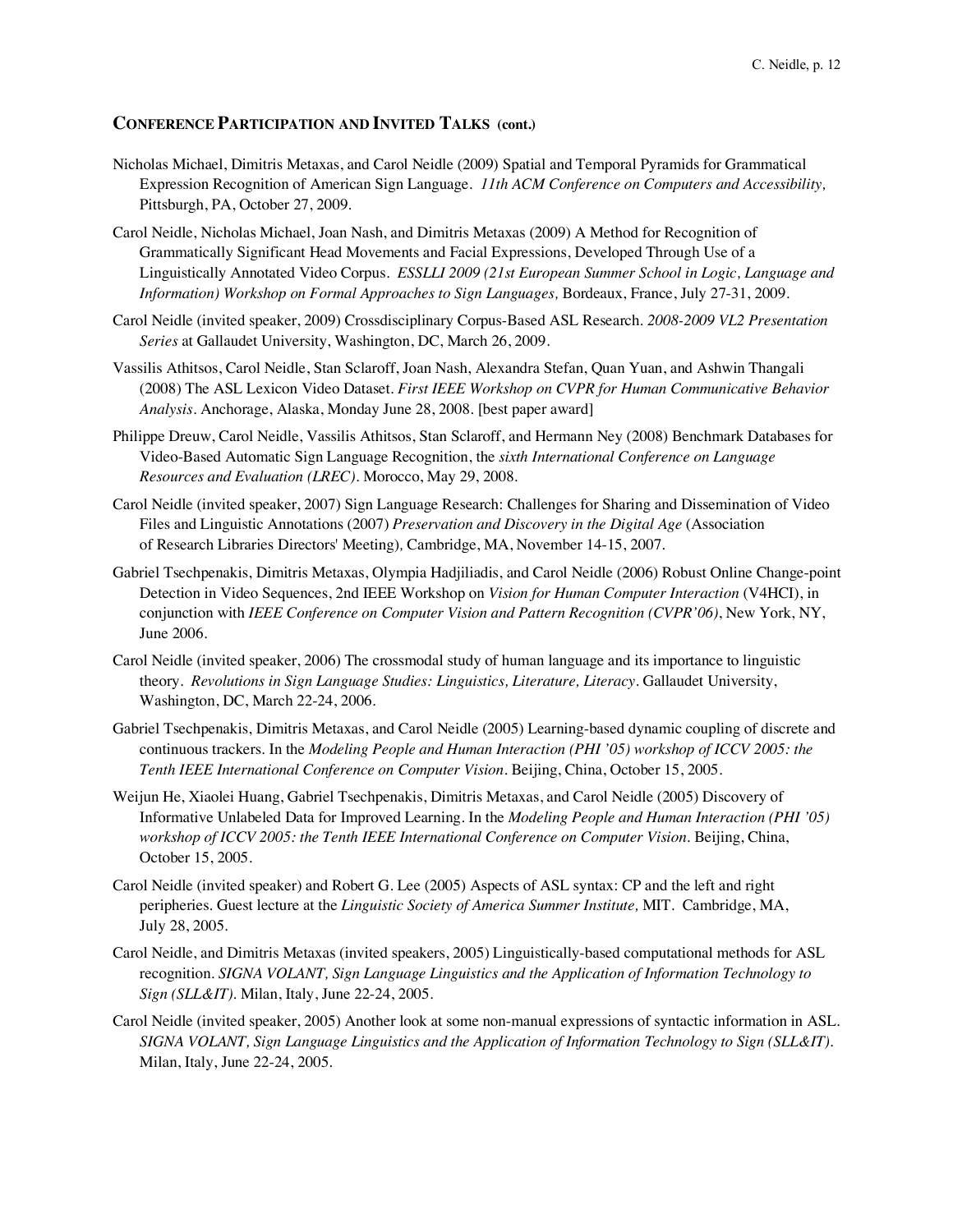## CONFERENCE PARTICIPATION AND INVITED TALKS (cont.)

Nicholas Michael, Dimitris Metaxas, and Carol Neidle (2009) Spatial and Temporal Pyramids for Grammatical Expression Recognition of American Sign Language. *11th ACM Conference on Computers and Accessibility,* Pittsburgh, PA, October 27, 2009.

Carol Neidle, Nicholas Michael, Joan Nash, and Dimitris Metaxas (2009) A Method for Recognition of Grammatically Significant Head Movements and Facial Expressions, Developed Through Use of a Linguistically Annotated Video Corpus. *ESSLLI 2009 (21st European Summer School in Logic, Language and Information) Workshop on Formal Approaches to Sign Languages,* Bordeaux, France, July 27-31, 2009.

Carol Neidle (invited speaker, 2009) Crossdisciplinary Corpus-Based ASL Research. *2008-2009 VL2 Presentation Series* at Gallaudet University, Washington, DC, March 26, 2009.

Vassilis Athitsos, Carol Neidle, Stan Sclaroff, Joan Nash, Alexandra Stefan, Quan Yuan, and Ashwin Thangali (2008) The ASL Lexicon Video Dataset. *First IEEE Workshop on CVPR for Human Communicative Behavior Analysis*. Anchorage, Alaska, Monday June 28, 2008. [best paper award]

Philippe Dreuw, Carol Neidle, Vassilis Athitsos, Stan Sclaroff, and Hermann Ney (2008) Benchmark Databases for Video-Based Automatic Sign Language Recognition, the *sixth International Conference on Language Resources and Evaluation (LREC)*. Morocco, May 29, 2008.

Carol Neidle (invited speaker, 2007) Sign Language Research: Challenges for Sharing and Dissemination of Video Files and Linguistic Annotations (2007) *Preservation and Discovery in the Digital Age* (Association of Research Libraries Directors' Meeting), Cambridge, MA, November 14-15, 2007.

Gabriel Tsechpenakis, Dimitris Metaxas, Olympia Hadjiliadis, and Carol Neidle (2006) Robust Online Change-point Detection in Video Sequences, 2nd IEEE Workshop on *Vision for Human Computer Interaction* (V4HCI), in conjunction with *IEEE Conference on Computer Vision and Pattern Recognition (CVPR'06)*, New York, NY, June 2006.

Carol Neidle (invited speaker, 2006) The crossmodal study of human language and its importance to linguistic theory. *Revolutions in Sign Language Studies: Linguistics, Literature, Literacy*. Gallaudet University, Washington, DC, March 22-24, 2006.

Gabriel Tsechpenakis, Dimitris Metaxas, and Carol Neidle (2005) Learning-based dynamic coupling of discrete and continuous trackers. In the *Modeling People and Human Interaction (PHI '05) workshop of ICCV 2005: the Tenth IEEE International Conference on Computer Vision*. Beijing, China, October 15, 2005.

Weijun He, Xiaolei Huang, Gabriel Tsechpenakis, Dimitris Metaxas, and Carol Neidle (2005) Discovery of Informative Unlabeled Data for Improved Learning. In the *Modeling People and Human Interaction (PHI '05) workshop of ICCV 2005: the Tenth IEEE International Conference on Computer Vision*. Beijing, China, October 15, 2005.

Carol Neidle (invited speaker) and Robert G. Lee (2005) Aspects of ASL syntax: CP and the left and right peripheries. Guest lecture at the *Linguistic Society of America Summer Institute,* MIT. Cambridge, MA, July 28, 2005.

Carol Neidle, and Dimitris Metaxas (invited speakers, 2005) Linguistically-based computational methods for ASL recognition. *SIGNA VOLANT, Sign Language Linguistics and the Application of Information Technology to Sign (SLL&IT)*. Milan, Italy, June 22-24, 2005.

Carol Neidle (invited speaker, 2005) Another look at some non-manual expressions of syntactic information in ASL. *SIGNA VOLANT, Sign Language Linguistics and the Application of Information Technology to Sign (SLL&IT)*. Milan, Italy, June 22-24, 2005.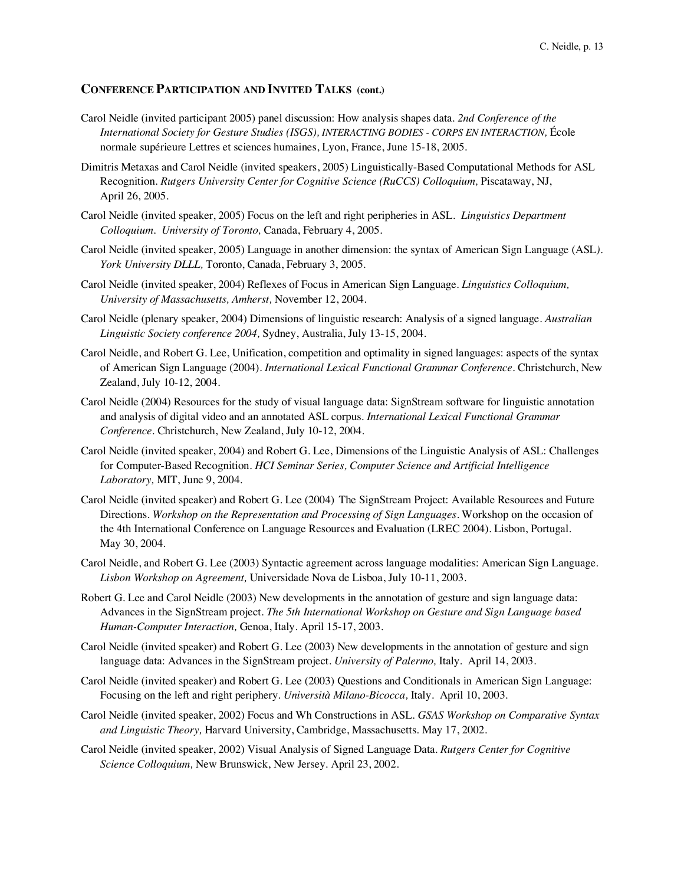## CONFERENCE PARTICIPATION AND INVITED TALKS (cont.)

Carol Neidle (invited participant 2005) panel discussion: How analysis shapes data. *2nd Conference of the International Society for Gesture Studies (ISGS), INTERACTING BODIES - CORPS EN INTERACTION,* École normale supérieure Lettres et sciences humaines, Lyon, France, June 15-18, 2005.

Dimitris Metaxas and Carol Neidle (invited speakers, 2005) Linguistically-Based Computational Methods for ASL Recognition. *Rutgers University Center for Cognitive Science (RuCCS) Colloquium,* Piscataway, NJ, April 26, 2005.

Carol Neidle (invited speaker, 2005) Focus on the left and right peripheries in ASL. *Linguistics Department Colloquium. University of Toronto,* Canada, February 4, 2005.

Carol Neidle (invited speaker, 2005) Language in another dimension: the syntax of American Sign Language (ASL*). York University DLLL,* Toronto, Canada, February 3, 2005.

Carol Neidle (invited speaker, 2004) Reflexes of Focus in American Sign Language. *Linguistics Colloquium, University of Massachusetts, Amherst,* November 12, 2004.

Carol Neidle (plenary speaker, 2004) Dimensions of linguistic research: Analysis of a signed language. *Australian Linguistic Society conference 2004,* Sydney, Australia, July 13-15, 2004.

Carol Neidle, and Robert G. Lee, Unification, competition and optimality in signed languages: aspects of the syntax of American Sign Language (2004). *International Lexical Functional Grammar Conference*. Christchurch, New Zealand, July 10-12, 2004.

Carol Neidle (2004) Resources for the study of visual language data: SignStream software for linguistic annotation and analysis of digital video and an annotated ASL corpus. *International Lexical Functional Grammar Conference*. Christchurch, New Zealand, July 10-12, 2004.

Carol Neidle (invited speaker, 2004) and Robert G. Lee, Dimensions of the Linguistic Analysis of ASL: Challenges for Computer-Based Recognition. *HCI Seminar Series, Computer Science and Artificial Intelligence Laboratory,* MIT, June 9, 2004.

Carol Neidle (invited speaker) and Robert G. Lee (2004) The SignStream Project: Available Resources and Future Directions. *Workshop on the Representation and Processing of Sign Languages*. Workshop on the occasion of the 4th International Conference on Language Resources and Evaluation (LREC 2004). Lisbon, Portugal. May 30, 2004.

Carol Neidle, and Robert G. Lee (2003) Syntactic agreement across language modalities: American Sign Language. *Lisbon Workshop on Agreement,* Universidade Nova de Lisboa, July 10-11, 2003.

Robert G. Lee and Carol Neidle (2003) New developments in the annotation of gesture and sign language data: Advances in the SignStream project. *The 5th International Workshop on Gesture and Sign Language based Human-Computer Interaction,* Genoa, Italy. April 15-17, 2003.

Carol Neidle (invited speaker) and Robert G. Lee (2003) New developments in the annotation of gesture and sign language data: Advances in the SignStream project. *University of Palermo,* Italy. April 14, 2003.

Carol Neidle (invited speaker) and Robert G. Lee (2003) Questions and Conditionals in American Sign Language: Focusing on the left and right periphery. *Università Milano-Bicocca,* Italy. April 10, 2003.

Carol Neidle (invited speaker, 2002) Focus and Wh Constructions in ASL. *GSAS Workshop on Comparative Syntax and Linguistic Theory,* Harvard University, Cambridge, Massachusetts. May 17, 2002.

Carol Neidle (invited speaker, 2002) Visual Analysis of Signed Language Data. *Rutgers Center for Cognitive Science Colloquium,* New Brunswick, New Jersey. April 23, 2002.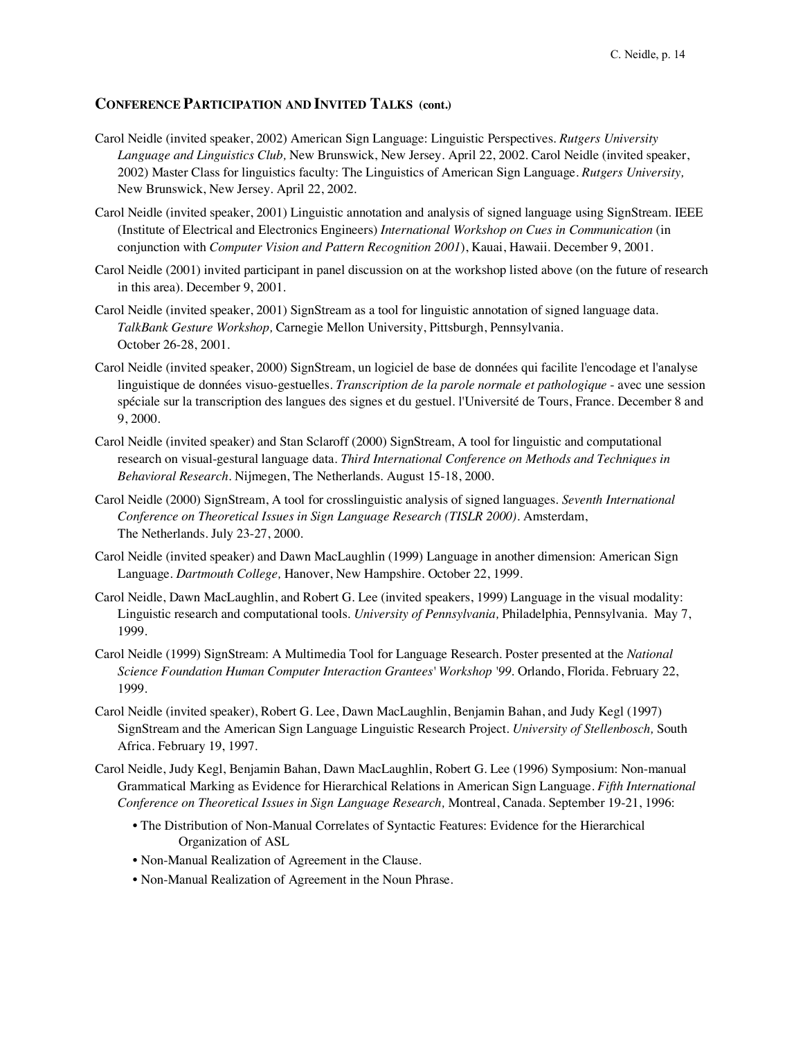## Conference Participation and Invited Talks (cont.)

Carol Neidle (invited speaker, 2002) American Sign Language: Linguistic Perspectives. *Rutgers University Language and Linguistics Club,* New Brunswick, New Jersey. April 22, 2002. Carol Neidle (invited speaker, 2002) Master Class for linguistics faculty: The Linguistics of American Sign Language. *Rutgers University,* New Brunswick, New Jersey. April 22, 2002.

Carol Neidle (invited speaker, 2001) Linguistic annotation and analysis of signed language using SignStream. IEEE (Institute of Electrical and Electronics Engineers) *International Workshop on Cues in Communication* (in conjunction with *Computer Vision and Pattern Recognition 2001*), Kauai, Hawaii. December 9, 2001.

Carol Neidle (2001) invited participant in panel discussion on at the workshop listed above (on the future of research in this area). December 9, 2001.

Carol Neidle (invited speaker, 2001) SignStream as a tool for linguistic annotation of signed language data. *TalkBank Gesture Workshop,* Carnegie Mellon University, Pittsburgh, Pennsylvania. October 26-28, 2001.

Carol Neidle (invited speaker, 2000) SignStream, un logiciel de base de données qui facilite l'encodage et l'analyse linguistique de données visuo-gestuelles. *Transcription de la parole normale et pathologique* - avec une session spéciale sur la transcription des langues des signes et du gestuel. l'Université de Tours, France. December 8 and 9, 2000.

Carol Neidle (invited speaker) and Stan Sclaroff (2000) SignStream, A tool for linguistic and computational research on visual-gestural language data. *Third International Conference on Methods and Techniques in Behavioral Research*. Nijmegen, The Netherlands. August 15-18, 2000.

Carol Neidle (2000) SignStream, A tool for crosslinguistic analysis of signed languages. *Seventh International Conference on Theoretical Issues in Sign Language Research (TISLR 2000)*. Amsterdam, The Netherlands. July 23-27, 2000.

Carol Neidle (invited speaker) and Dawn MacLaughlin (1999) Language in another dimension: American Sign Language. *Dartmouth College,* Hanover, New Hampshire. October 22, 1999.

Carol Neidle, Dawn MacLaughlin, and Robert G. Lee (invited speakers, 1999) Language in the visual modality: Linguistic research and computational tools. *University of Pennsylvania,* Philadelphia, Pennsylvania. May 7, 1999.

Carol Neidle (1999) SignStream: A Multimedia Tool for Language Research. Poster presented at the *National Science Foundation Human Computer Interaction Grantees' Workshop '99*. Orlando, Florida. February 22, 1999.

Carol Neidle (invited speaker), Robert G. Lee, Dawn MacLaughlin, Benjamin Bahan, and Judy Kegl (1997) SignStream and the American Sign Language Linguistic Research Project. *University of Stellenbosch,* South Africa. February 19, 1997.

Carol Neidle, Judy Kegl, Benjamin Bahan, Dawn MacLaughlin, Robert G. Lee (1996) Symposium: Non-manual Grammatical Marking as Evidence for Hierarchical Relations in American Sign Language. *Fifth International Conference on Theoretical Issues in Sign Language Research,* Montreal, Canada. September 19-21, 1996:

- The Distribution of Non-Manual Correlates of Syntactic Features: Evidence for the Hierarchical Organization of ASL
- Non-Manual Realization of Agreement in the Clause.
- Non-Manual Realization of Agreement in the Noun Phrase.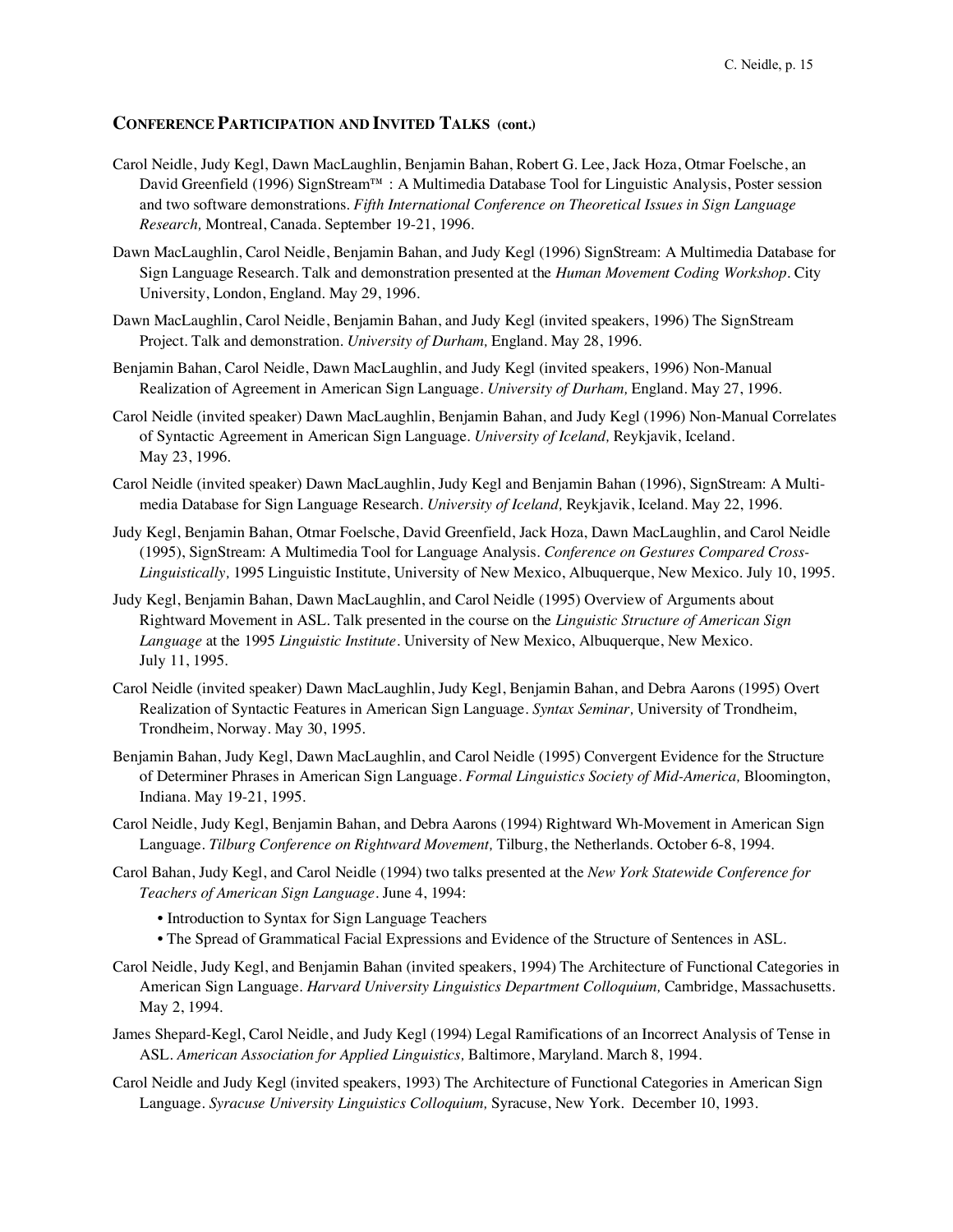## CONFERENCE PARTICIPATION AND INVITED TALKS (cont.)

Carol Neidle, Judy Kegl, Dawn MacLaughlin, Benjamin Bahan, Robert G. Lee, Jack Hoza, Otmar Foelsche, an David Greenfield (1996) SignStream™ : A Multimedia Database Tool for Linguistic Analysis, Poster session and two software demonstrations. *Fifth International Conference on Theoretical Issues in Sign Language Research,* Montreal, Canada. September 19-21, 1996.

Dawn MacLaughlin, Carol Neidle, Benjamin Bahan, and Judy Kegl (1996) SignStream: A Multimedia Database for Sign Language Research. Talk and demonstration presented at the *Human Movement Coding Workshop*. City University, London, England. May 29, 1996.

Dawn MacLaughlin, Carol Neidle, Benjamin Bahan, and Judy Kegl (invited speakers, 1996) The SignStream Project. Talk and demonstration. *University of Durham,* England. May 28, 1996.

Benjamin Bahan, Carol Neidle, Dawn MacLaughlin, and Judy Kegl (invited speakers, 1996) Non-Manual Realization of Agreement in American Sign Language. *University of Durham,* England. May 27, 1996.

Carol Neidle (invited speaker) Dawn MacLaughlin, Benjamin Bahan, and Judy Kegl (1996) Non-Manual Correlates of Syntactic Agreement in American Sign Language. *University of Iceland,* Reykjavik, Iceland. May 23, 1996.

Carol Neidle (invited speaker) Dawn MacLaughlin, Judy Kegl and Benjamin Bahan (1996), SignStream: A Multi-media Database for Sign Language Research. *University of Iceland,* Reykjavik, Iceland. May 22, 1996.

Judy Kegl, Benjamin Bahan, Otmar Foelsche, David Greenfield, Jack Hoza, Dawn MacLaughlin, and Carol Neidle (1995), SignStream: A Multimedia Tool for Language Analysis. *Conference on Gestures Compared Cross-Linguistically,* 1995 Linguistic Institute, University of New Mexico, Albuquerque, New Mexico. July 10, 1995.

Judy Kegl, Benjamin Bahan, Dawn MacLaughlin, and Carol Neidle (1995) Overview of Arguments about Rightward Movement in ASL. Talk presented in the course on the *Linguistic Structure of American Sign Language* at the 1995 *Linguistic Institute*. University of New Mexico, Albuquerque, New Mexico. July 11, 1995.

Carol Neidle (invited speaker) Dawn MacLaughlin, Judy Kegl, Benjamin Bahan, and Debra Aarons (1995) Overt Realization of Syntactic Features in American Sign Language. *Syntax Seminar,* University of Trondheim, Trondheim, Norway. May 30, 1995.

Benjamin Bahan, Judy Kegl, Dawn MacLaughlin, and Carol Neidle (1995) Convergent Evidence for the Structure of Determiner Phrases in American Sign Language. *Formal Linguistics Society of Mid-America,* Bloomington, Indiana. May 19-21, 1995.

Carol Neidle, Judy Kegl, Benjamin Bahan, and Debra Aarons (1994) Rightward Wh-Movement in American Sign Language. *Tilburg Conference on Rightward Movement,* Tilburg, the Netherlands. October 6-8, 1994.

Carol Bahan, Judy Kegl, and Carol Neidle (1994) two talks presented at the *New York Statewide Conference for Teachers of American Sign Language*. June 4, 1994:

- Introduction to Syntax for Sign Language Teachers
- The Spread of Grammatical Facial Expressions and Evidence of the Structure of Sentences in ASL.

Carol Neidle, Judy Kegl, and Benjamin Bahan (invited speakers, 1994) The Architecture of Functional Categories in American Sign Language. *Harvard University Linguistics Department Colloquium,* Cambridge, Massachusetts. May 2, 1994.

James Shepard-Kegl, Carol Neidle, and Judy Kegl (1994) Legal Ramifications of an Incorrect Analysis of Tense in ASL. *American Association for Applied Linguistics,* Baltimore, Maryland. March 8, 1994.

Carol Neidle and Judy Kegl (invited speakers, 1993) The Architecture of Functional Categories in American Sign Language. *Syracuse University Linguistics Colloquium,* Syracuse, New York. December 10, 1993.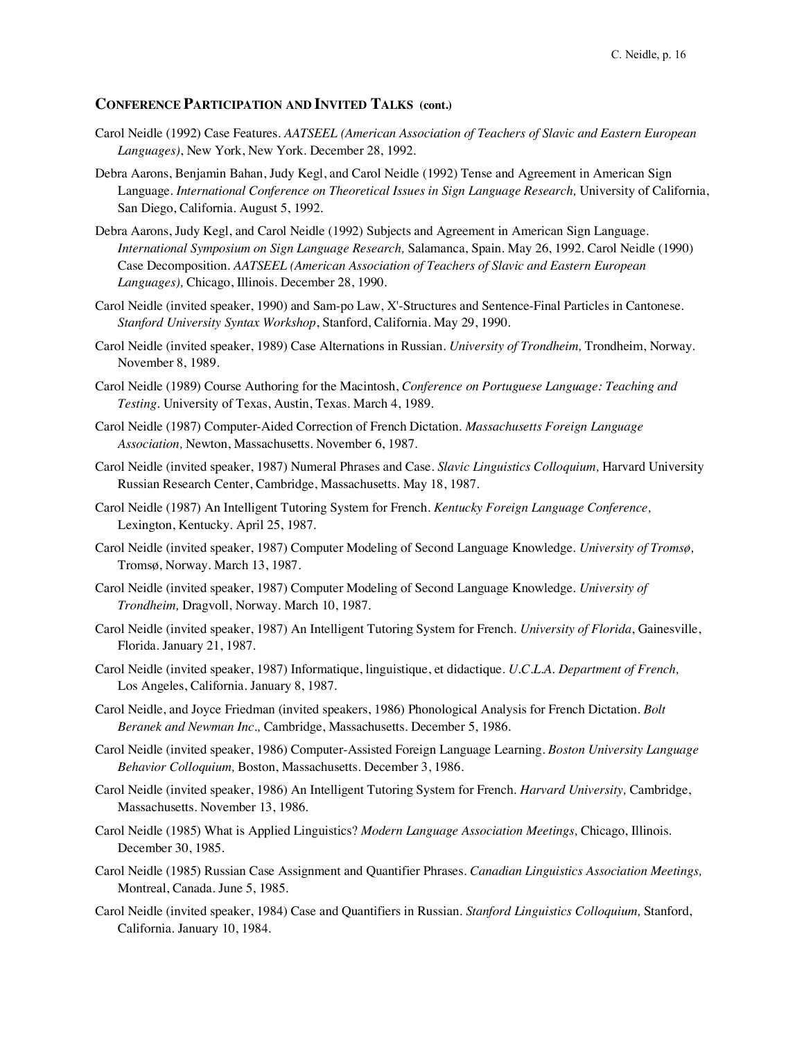## Conference Participation and Invited Talks (cont.)

Carol Neidle (1992) Case Features. *AATSEEL (American Association of Teachers of Slavic and Eastern European Languages)*, New York, New York. December 28, 1992.

Debra Aarons, Benjamin Bahan, Judy Kegl, and Carol Neidle (1992) Tense and Agreement in American Sign Language. *International Conference on Theoretical Issues in Sign Language Research,* University of California, San Diego, California. August 5, 1992.

Debra Aarons, Judy Kegl, and Carol Neidle (1992) Subjects and Agreement in American Sign Language. *International Symposium on Sign Language Research,* Salamanca, Spain. May 26, 1992. Carol Neidle (1990) Case Decomposition. *AATSEEL (American Association of Teachers of Slavic and Eastern European Languages),* Chicago, Illinois. December 28, 1990.

Carol Neidle (invited speaker, 1990) and Sam-po Law, X'-Structures and Sentence-Final Particles in Cantonese. *Stanford University Syntax Workshop*, Stanford, California. May 29, 1990.

Carol Neidle (invited speaker, 1989) Case Alternations in Russian. *University of Trondheim,* Trondheim, Norway. November 8, 1989.

Carol Neidle (1989) Course Authoring for the Macintosh, *Conference on Portuguese Language: Teaching and Testing.* University of Texas, Austin, Texas. March 4, 1989.

Carol Neidle (1987) Computer-Aided Correction of French Dictation. *Massachusetts Foreign Language Association,* Newton, Massachusetts. November 6, 1987.

Carol Neidle (invited speaker, 1987) Numeral Phrases and Case. *Slavic Linguistics Colloquium,* Harvard University Russian Research Center, Cambridge, Massachusetts. May 18, 1987.

Carol Neidle (1987) An Intelligent Tutoring System for French. *Kentucky Foreign Language Conference,* Lexington, Kentucky. April 25, 1987.

Carol Neidle (invited speaker, 1987) Computer Modeling of Second Language Knowledge. *University of Tromsø,* Tromsø, Norway. March 13, 1987.

Carol Neidle (invited speaker, 1987) Computer Modeling of Second Language Knowledge. *University of Trondheim,* Dragvoll, Norway. March 10, 1987.

Carol Neidle (invited speaker, 1987) An Intelligent Tutoring System for French. *University of Florida*, Gainesville, Florida. January 21, 1987.

Carol Neidle (invited speaker, 1987) Informatique, linguistique, et didactique. *U.C.L.A. Department of French,* Los Angeles, California. January 8, 1987.

Carol Neidle, and Joyce Friedman (invited speakers, 1986) Phonological Analysis for French Dictation. *Bolt Beranek and Newman Inc.,* Cambridge, Massachusetts. December 5, 1986.

Carol Neidle (invited speaker, 1986) Computer-Assisted Foreign Language Learning. *Boston University Language Behavior Colloquium,* Boston, Massachusetts. December 3, 1986.

Carol Neidle (invited speaker, 1986) An Intelligent Tutoring System for French. *Harvard University,* Cambridge, Massachusetts. November 13, 1986.

Carol Neidle (1985) What is Applied Linguistics? *Modern Language Association Meetings,* Chicago, Illinois. December 30, 1985.

Carol Neidle (1985) Russian Case Assignment and Quantifier Phrases. *Canadian Linguistics Association Meetings,* Montreal, Canada. June 5, 1985.

Carol Neidle (invited speaker, 1984) Case and Quantifiers in Russian. *Stanford Linguistics Colloquium,* Stanford, California. January 10, 1984.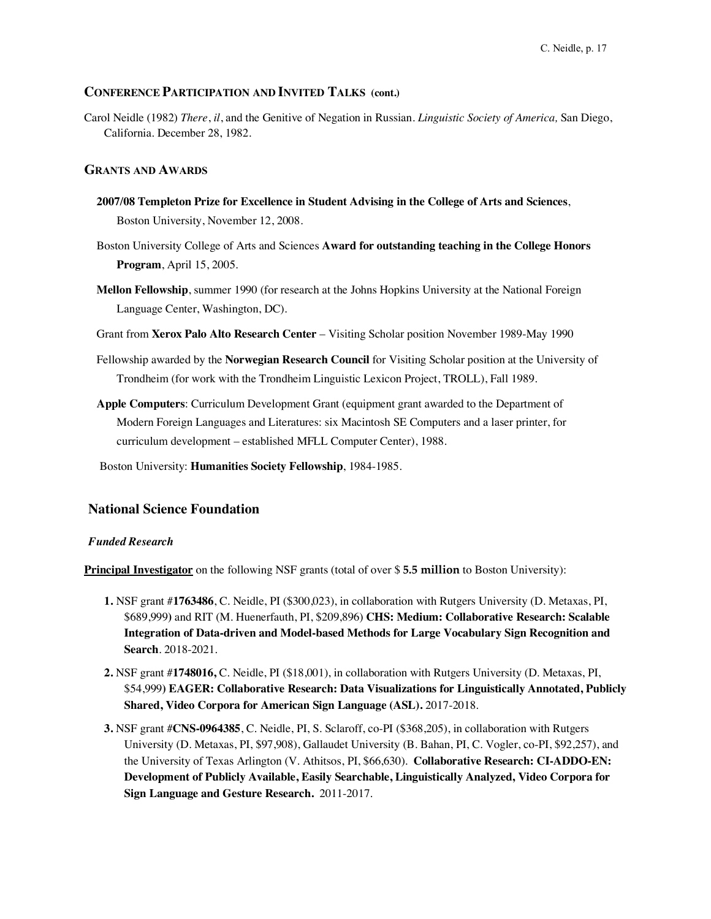## CONFERENCE PARTICIPATION AND INVITED TALKS (cont.)

Carol Neidle (1982) *There*, *il*, and the Genitive of Negation in Russian. *Linguistic Society of America,* San Diego, California. December 28, 1982.

## GRANTS AND AWARDS

**2007/08 Templeton Prize for Excellence in Student Advising in the College of Arts and Sciences**, Boston University, November 12, 2008.

Boston University College of Arts and Sciences **Award for outstanding teaching in the College Honors Program**, April 15, 2005.

**Mellon Fellowship**, summer 1990 (for research at the Johns Hopkins University at the National Foreign Language Center, Washington, DC).

Grant from **Xerox Palo Alto Research Center** – Visiting Scholar position November 1989-May 1990

Fellowship awarded by the **Norwegian Research Council** for Visiting Scholar position at the University of Trondheim (for work with the Trondheim Linguistic Lexicon Project, TROLL), Fall 1989.

**Apple Computers**: Curriculum Development Grant (equipment grant awarded to the Department of Modern Foreign Languages and Literatures: six Macintosh SE Computers and a laser printer, for curriculum development – established MFLL Computer Center), 1988.

Boston University: **Humanities Society Fellowship**, 1984-1985.

## National Science Foundation

### *Funded Research*

**Principal Investigator** on the following NSF grants (total of over $ **5.5 million** to Boston University):

1. NSF grant #**1763486**, C. Neidle, PI ($300,023), in collaboration with Rutgers University (D. Metaxas, PI, $689,999) and RIT (M. Huenerfauth, PI, $209,896) **CHS: Medium: Collaborative Research: Scalable Integration of Data-driven and Model-based Methods for Large Vocabulary Sign Recognition and Search**. 2018-2021.
2. NSF grant #**1748016,** C. Neidle, PI ($18,001), in collaboration with Rutgers University (D. Metaxas, PI, $54,999) **EAGER: Collaborative Research: Data Visualizations for Linguistically Annotated, Publicly Shared, Video Corpora for American Sign Language (ASL).** 2017-2018.
3. NSF grant #**CNS-0964385**, C. Neidle, PI, S. Sclaroff, co-PI ($368,205), in collaboration with Rutgers University (D. Metaxas, PI, $97,908), Gallaudet University (B. Bahan, PI, C. Vogler, co-PI, $92,257), and the University of Texas Arlington (V. Athitsos, PI, $66,630). **Collaborative Research: CI-ADDO-EN: Development of Publicly Available, Easily Searchable, Linguistically Analyzed, Video Corpora for Sign Language and Gesture Research.** 2011-2017.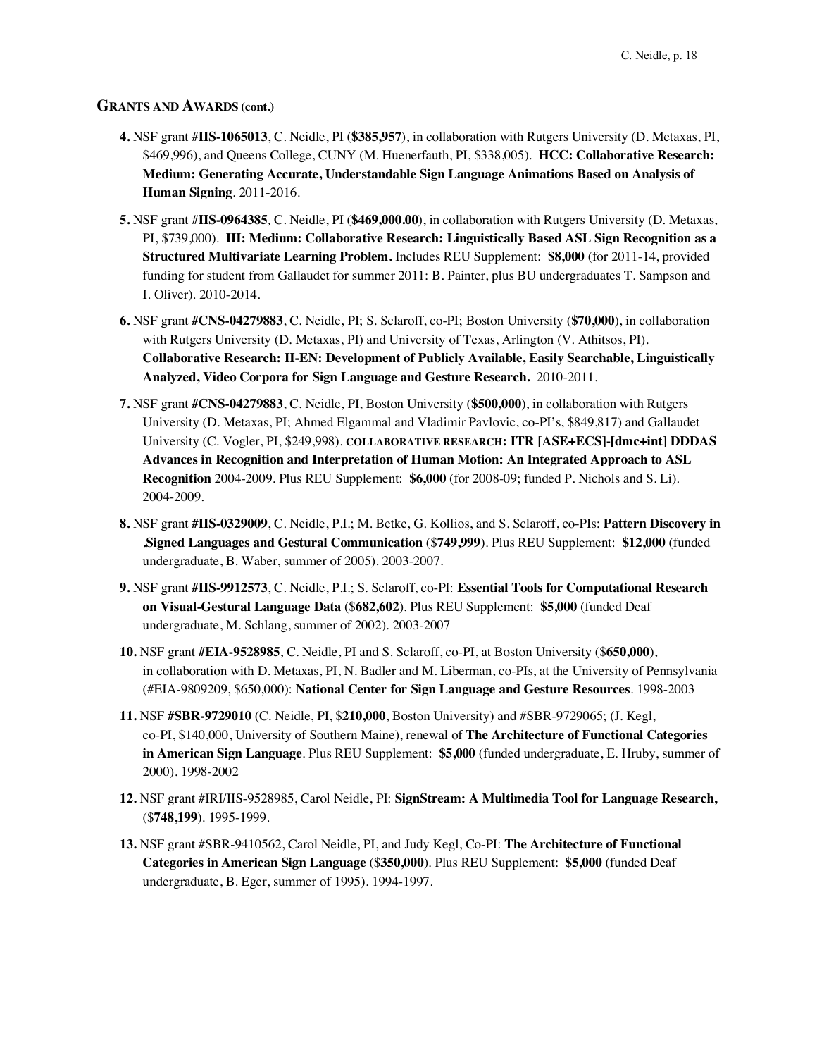## GRANTS AND AWARDS (cont.)

4. NSF grant #**IIS-1065013**, C. Neidle, PI **($385,957)**, in collaboration with Rutgers University (D. Metaxas, PI, $469,996), and Queens College, CUNY (M. Huenerfauth, PI, $338,005). **HCC: Collaborative Research: Medium: Generating Accurate, Understandable Sign Language Animations Based on Analysis of Human Signing**. 2011-2016.

5. NSF grant #**IIS-0964385**, C. Neidle, PI (**$469,000.00**), in collaboration with Rutgers University (D. Metaxas, PI, $739,000). **III: Medium: Collaborative Research: Linguistically Based ASL Sign Recognition as a Structured Multivariate Learning Problem.** Includes REU Supplement: **$8,000** (for 2011-14, provided funding for student from Gallaudet for summer 2011: B. Painter, plus BU undergraduates T. Sampson and I. Oliver). 2010-2014.

6. NSF grant **#CNS-04279883**, C. Neidle, PI; S. Sclaroff, co-PI; Boston University (**$70,000**), in collaboration with Rutgers University (D. Metaxas, PI) and University of Texas, Arlington (V. Athitsos, PI). **Collaborative Research: II-EN: Development of Publicly Available, Easily Searchable, Linguistically Analyzed, Video Corpora for Sign Language and Gesture Research.** 2010-2011.

7. NSF grant **#CNS-04279883**, C. Neidle, PI, Boston University (**$500,000**), in collaboration with Rutgers University (D. Metaxas, PI; Ahmed Elgammal and Vladimir Pavlovic, co-PI's, $849,817) and Gallaudet University (C. Vogler, PI, $249,998). **COLLABORATIVE RESEARCH: ITR [ASE+ECS]-[dmc+int] DDDAS Advances in Recognition and Interpretation of Human Motion: An Integrated Approach to ASL Recognition** 2004-2009. Plus REU Supplement: **$6,000** (for 2008-09; funded P. Nichols and S. Li). 2004-2009.

8. NSF grant **#IIS-0329009**, C. Neidle, P.I.; M. Betke, G. Kollios, and S. Sclaroff, co-PIs: **Pattern Discovery in .Signed Languages and Gestural Communication** ($**749,999**). Plus REU Supplement: **$12,000** (funded undergraduate, B. Waber, summer of 2005). 2003-2007.

9. NSF grant **#IIS-9912573**, C. Neidle, P.I.; S. Sclaroff, co-PI: **Essential Tools for Computational Research on Visual-Gestural Language Data** ($**682,602**). Plus REU Supplement: **$5,000** (funded Deaf undergraduate, M. Schlang, summer of 2002). 2003-2007

10. NSF grant **#EIA-9528985**, C. Neidle, PI and S. Sclaroff, co-PI, at Boston University ($**650,000**), in collaboration with D. Metaxas, PI, N. Badler and M. Liberman, co-PIs, at the University of Pennsylvania (#EIA-9809209, $650,000): **National Center for Sign Language and Gesture Resources**. 1998-2003

11. NSF **#SBR-9729010** (C. Neidle, PI, $**210,000**, Boston University) and #SBR-9729065; (J. Kegl, co-PI, $140,000, University of Southern Maine), renewal of **The Architecture of Functional Categories in American Sign Language**. Plus REU Supplement: **$5,000** (funded undergraduate, E. Hruby, summer of 2000). 1998-2002

12. NSF grant #IRI/IIS-9528985, Carol Neidle, PI: **SignStream: A Multimedia Tool for Language Research,** ($**748,199**). 1995-1999.

13. NSF grant #SBR-9410562, Carol Neidle, PI, and Judy Kegl, Co-PI: **The Architecture of Functional Categories in American Sign Language** ($**350,000**). Plus REU Supplement: **$5,000** (funded Deaf undergraduate, B. Eger, summer of 1995). 1994-1997.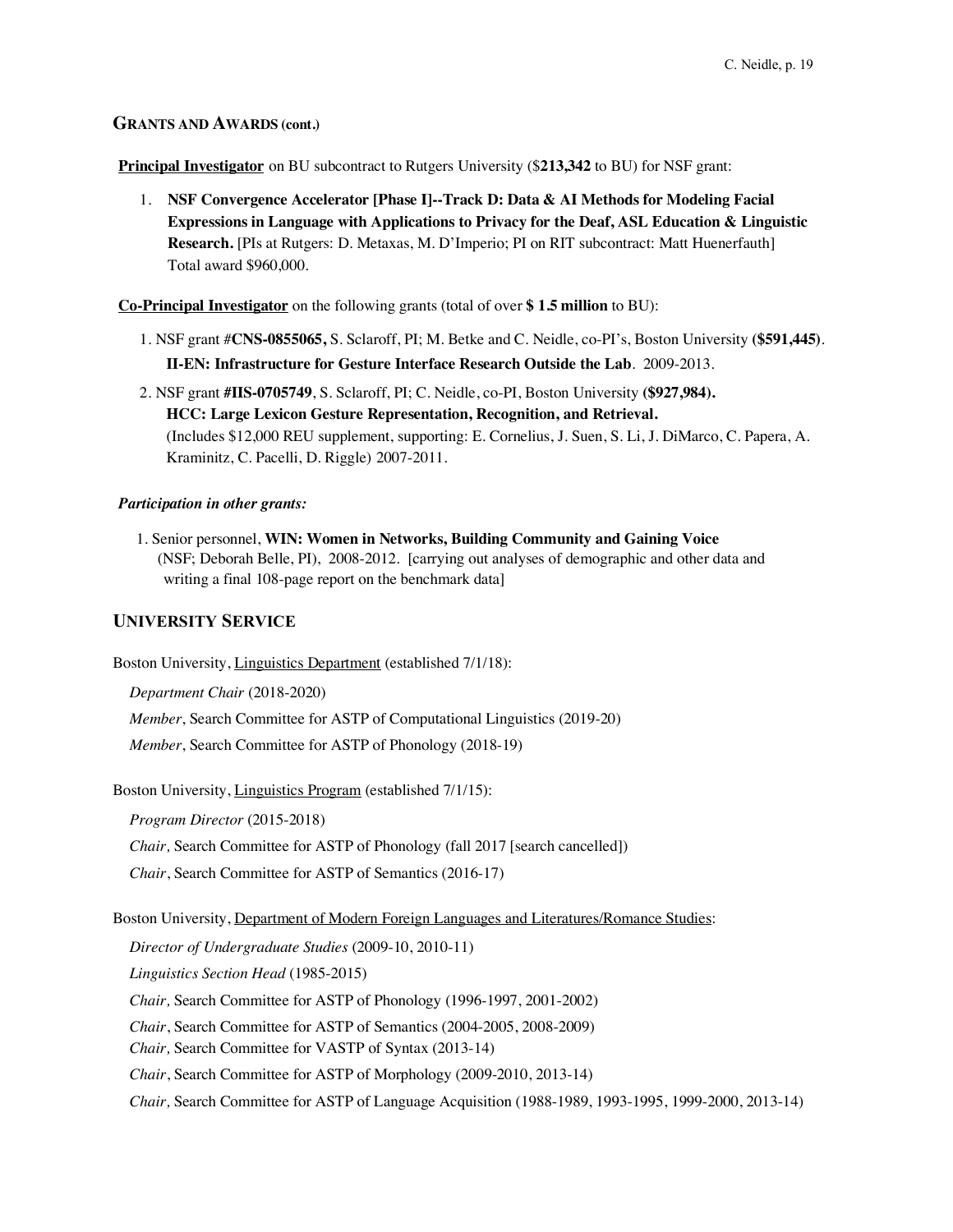### GRANTS AND AWARDS (cont.)

**Principal Investigator** on BU subcontract to Rutgers University ($**213,342** to BU) for NSF grant:

1. **NSF Convergence Accelerator [Phase I]--Track D: Data & AI Methods for Modeling Facial Expressions in Language with Applications to Privacy for the Deaf, ASL Education & Linguistic Research.** [PIs at Rutgers: D. Metaxas, M. D'Imperio; PI on RIT subcontract: Matt Huenerfauth] Total award $960,000.

**Co-Principal Investigator** on the following grants (total of over **$ 1.5 million** to BU):

1. NSF grant #**CNS-0855065,** S. Sclaroff, PI; M. Betke and C. Neidle, co-PI's, Boston University **($591,445)**. **II-EN: Infrastructure for Gesture Interface Research Outside the Lab**. 2009-2013.
2. NSF grant **#IIS-0705749**, S. Sclaroff, PI; C. Neidle, co-PI, Boston University **($927,984). HCC: Large Lexicon Gesture Representation, Recognition, and Retrieval.** (Includes $12,000 REU supplement, supporting: E. Cornelius, J. Suen, S. Li, J. DiMarco, C. Papera, A. Kraminitz, C. Pacelli, D. Riggle) 2007-2011.

***Participation in other grants:***

1. Senior personnel, **WIN: Women in Networks, Building Community and Gaining Voice** (NSF; Deborah Belle, PI), 2008-2012. [carrying out analyses of demographic and other data and writing a final 108-page report on the benchmark data]

## UNIVERSITY SERVICE

Boston University, Linguistics Department (established 7/1/18):

*Department Chair* (2018-2020)

*Member*, Search Committee for ASTP of Computational Linguistics (2019-20)

*Member*, Search Committee for ASTP of Phonology (2018-19)

Boston University, Linguistics Program (established 7/1/15):

*Program Director* (2015-2018)

*Chair,* Search Committee for ASTP of Phonology (fall 2017 [search cancelled])

*Chair*, Search Committee for ASTP of Semantics (2016-17)

Boston University, Department of Modern Foreign Languages and Literatures/Romance Studies:

*Director of Undergraduate Studies* (2009-10, 2010-11)

*Linguistics Section Head* (1985-2015)

*Chair,* Search Committee for ASTP of Phonology (1996-1997, 2001-2002)

*Chair*, Search Committee for ASTP of Semantics (2004-2005, 2008-2009)

*Chair,* Search Committee for VASTP of Syntax (2013-14)

*Chair*, Search Committee for ASTP of Morphology (2009-2010, 2013-14)

*Chair,* Search Committee for ASTP of Language Acquisition (1988-1989, 1993-1995, 1999-2000, 2013-14)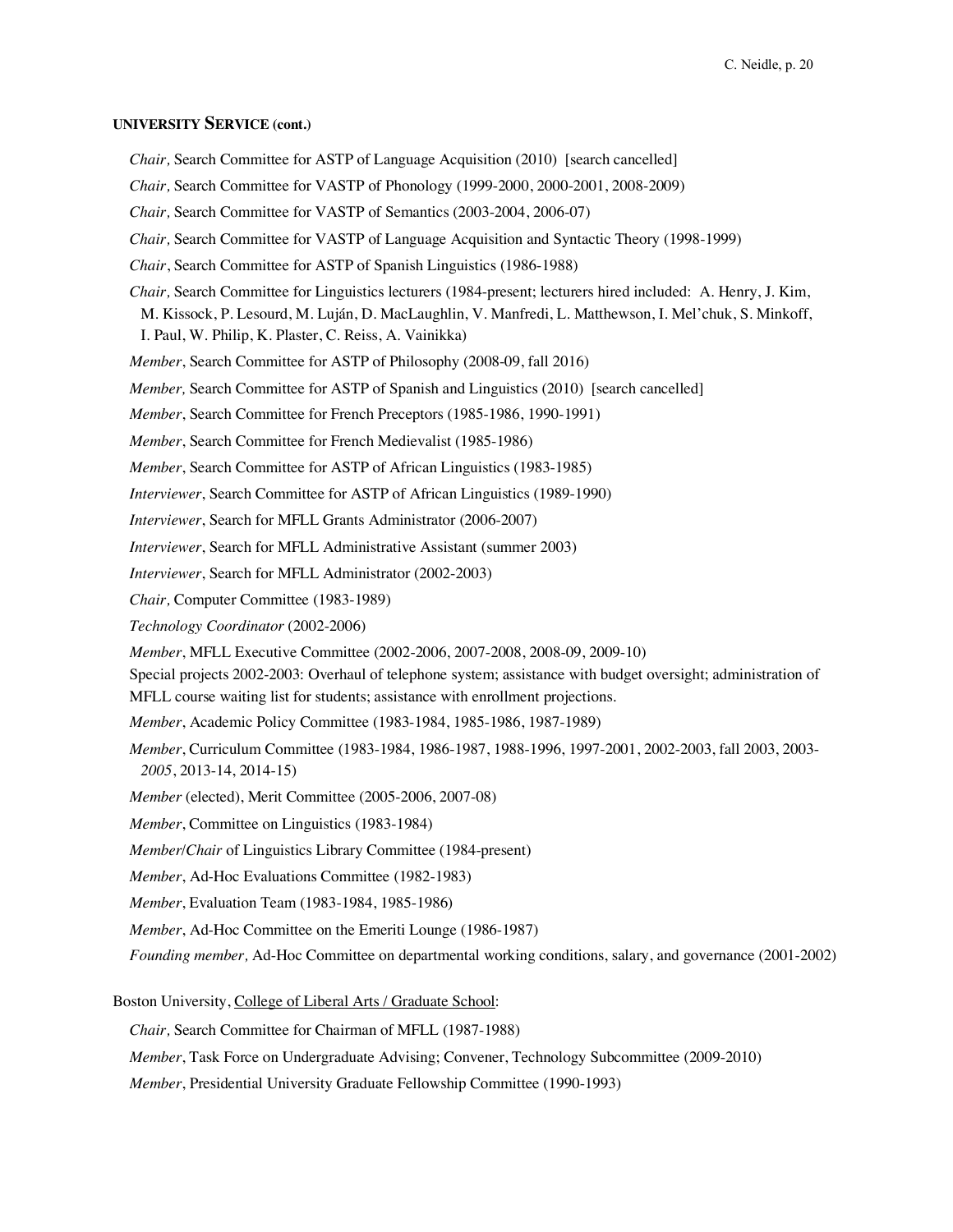**UNIVERSITY SERVICE (cont.)**

*Chair,* Search Committee for ASTP of Language Acquisition (2010) [search cancelled]

*Chair,* Search Committee for VASTP of Phonology (1999-2000, 2000-2001, 2008-2009)

*Chair,* Search Committee for VASTP of Semantics (2003-2004, 2006-07)

*Chair,* Search Committee for VASTP of Language Acquisition and Syntactic Theory (1998-1999)

*Chair*, Search Committee for ASTP of Spanish Linguistics (1986-1988)

*Chair,* Search Committee for Linguistics lecturers (1984-present; lecturers hired included: A. Henry, J. Kim, M. Kissock, P. Lesourd, M. Luján, D. MacLaughlin, V. Manfredi, L. Matthewson, I. Mel'chuk, S. Minkoff, I. Paul, W. Philip, K. Plaster, C. Reiss, A. Vainikka)

*Member*, Search Committee for ASTP of Philosophy (2008-09, fall 2016)

*Member,* Search Committee for ASTP of Spanish and Linguistics (2010) [search cancelled]

*Member*, Search Committee for French Preceptors (1985-1986, 1990-1991)

*Member*, Search Committee for French Medievalist (1985-1986)

*Member*, Search Committee for ASTP of African Linguistics (1983-1985)

*Interviewer*, Search Committee for ASTP of African Linguistics (1989-1990)

*Interviewer*, Search for MFLL Grants Administrator (2006-2007)

*Interviewer*, Search for MFLL Administrative Assistant (summer 2003)

*Interviewer*, Search for MFLL Administrator (2002-2003)

*Chair,* Computer Committee (1983-1989)

*Technology Coordinator* (2002-2006)

*Member*, MFLL Executive Committee (2002-2006, 2007-2008, 2008-09, 2009-10)
Special projects 2002-2003: Overhaul of telephone system; assistance with budget oversight; administration of MFLL course waiting list for students; assistance with enrollment projections.

*Member*, Academic Policy Committee (1983-1984, 1985-1986, 1987-1989)

*Member*, Curriculum Committee (1983-1984, 1986-1987, 1988-1996, 1997-2001, 2002-2003, fall 2003, 2003-*2005*, 2013-14, 2014-15)

*Member* (elected), Merit Committee (2005-2006, 2007-08)

*Member*, Committee on Linguistics (1983-1984)

*Member*/*Chair* of Linguistics Library Committee (1984-present)

*Member*, Ad-Hoc Evaluations Committee (1982-1983)

*Member*, Evaluation Team (1983-1984, 1985-1986)

*Member*, Ad-Hoc Committee on the Emeriti Lounge (1986-1987)

*Founding member,* Ad-Hoc Committee on departmental working conditions, salary, and governance (2001-2002)

Boston University, College of Liberal Arts / Graduate School:

*Chair,* Search Committee for Chairman of MFLL (1987-1988)

*Member*, Task Force on Undergraduate Advising; Convener, Technology Subcommittee (2009-2010)

*Member*, Presidential University Graduate Fellowship Committee (1990-1993)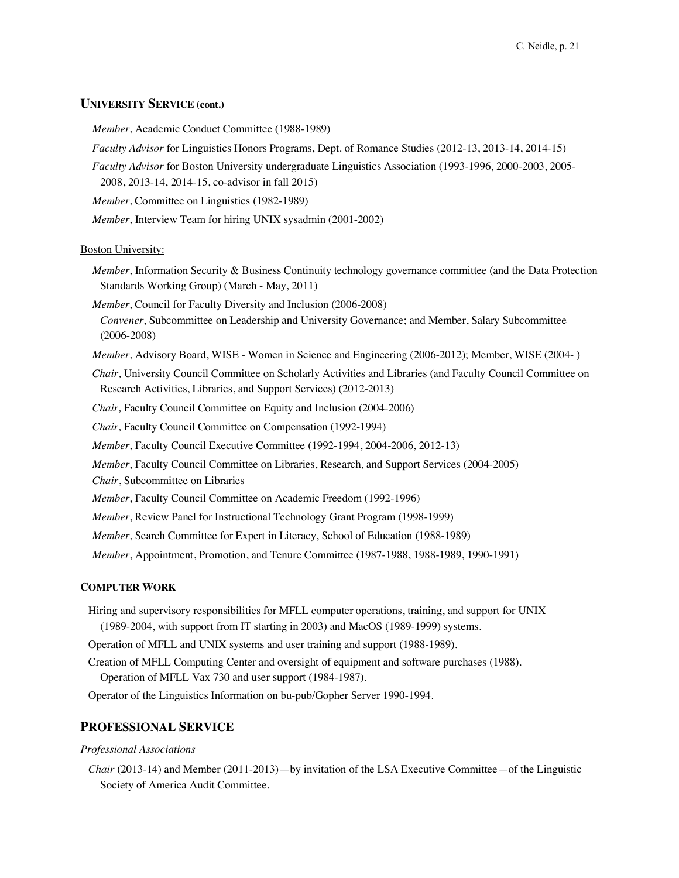### UNIVERSITY SERVICE (cont.)

*Member*, Academic Conduct Committee (1988-1989)

*Faculty Advisor* for Linguistics Honors Programs, Dept. of Romance Studies (2012-13, 2013-14, 2014-15)

*Faculty Advisor* for Boston University undergraduate Linguistics Association (1993-1996, 2000-2003, 2005-2008, 2013-14, 2014-15, co-advisor in fall 2015)

*Member*, Committee on Linguistics (1982-1989)

*Member*, Interview Team for hiring UNIX sysadmin (2001-2002)

Boston University:

*Member*, Information Security & Business Continuity technology governance committee (and the Data Protection Standards Working Group) (March - May, 2011)

*Member*, Council for Faculty Diversity and Inclusion (2006-2008)
*Convener*, Subcommittee on Leadership and University Governance; and Member, Salary Subcommittee (2006-2008)

*Member*, Advisory Board, WISE - Women in Science and Engineering (2006-2012); Member, WISE (2004- )

*Chair,* University Council Committee on Scholarly Activities and Libraries (and Faculty Council Committee on Research Activities, Libraries, and Support Services) (2012-2013)

*Chair,* Faculty Council Committee on Equity and Inclusion (2004-2006)

*Chair,* Faculty Council Committee on Compensation (1992-1994)

*Member*, Faculty Council Executive Committee (1992-1994, 2004-2006, 2012-13)

*Member*, Faculty Council Committee on Libraries, Research, and Support Services (2004-2005)
*Chair*, Subcommittee on Libraries

*Member*, Faculty Council Committee on Academic Freedom (1992-1996)

*Member*, Review Panel for Instructional Technology Grant Program (1998-1999)

*Member*, Search Committee for Expert in Literacy, School of Education (1988-1989)

*Member*, Appointment, Promotion, and Tenure Committee (1987-1988, 1988-1989, 1990-1991)

### COMPUTER WORK

Hiring and supervisory responsibilities for MFLL computer operations, training, and support for UNIX (1989-2004, with support from IT starting in 2003) and MacOS (1989-1999) systems.

Operation of MFLL and UNIX systems and user training and support (1988-1989).

Creation of MFLL Computing Center and oversight of equipment and software purchases (1988).
Operation of MFLL Vax 730 and user support (1984-1987).

Operator of the Linguistics Information on bu-pub/Gopher Server 1990-1994.

## PROFESSIONAL SERVICE

*Professional Associations*

*Chair* (2013-14) and Member (2011-2013)—by invitation of the LSA Executive Committee—of the Linguistic Society of America Audit Committee.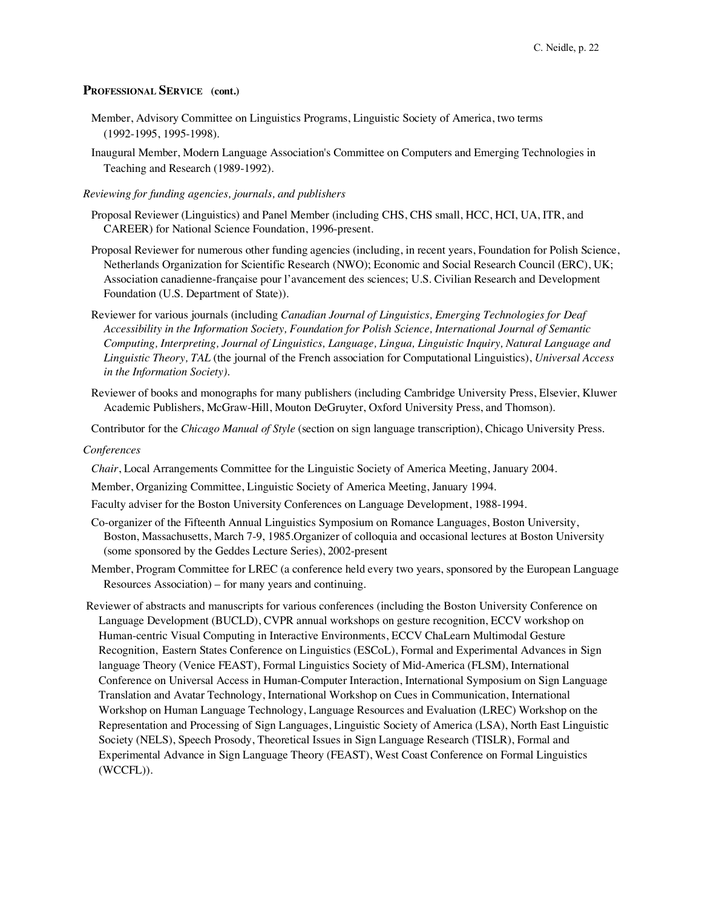## Professional Service (cont.)

Member, Advisory Committee on Linguistics Programs, Linguistic Society of America, two terms (1992-1995, 1995-1998).

Inaugural Member, Modern Language Association's Committee on Computers and Emerging Technologies in Teaching and Research (1989-1992).

*Reviewing for funding agencies, journals, and publishers*

Proposal Reviewer (Linguistics) and Panel Member (including CHS, CHS small, HCC, HCI, UA, ITR, and CAREER) for National Science Foundation, 1996-present.

Proposal Reviewer for numerous other funding agencies (including, in recent years, Foundation for Polish Science, Netherlands Organization for Scientific Research (NWO); Economic and Social Research Council (ERC), UK; Association canadienne-française pour l'avancement des sciences; U.S. Civilian Research and Development Foundation (U.S. Department of State)).

Reviewer for various journals (including *Canadian Journal of Linguistics, Emerging Technologies for Deaf Accessibility in the Information Society, Foundation for Polish Science, International Journal of Semantic Computing, Interpreting, Journal of Linguistics, Language, Lingua, Linguistic Inquiry, Natural Language and Linguistic Theory, TAL* (the journal of the French association for Computational Linguistics), *Universal Access in the Information Society).*

Reviewer of books and monographs for many publishers (including Cambridge University Press, Elsevier, Kluwer Academic Publishers, McGraw-Hill, Mouton DeGruyter, Oxford University Press, and Thomson).

Contributor for the *Chicago Manual of Style* (section on sign language transcription), Chicago University Press.

*Conferences*

*Chair*, Local Arrangements Committee for the Linguistic Society of America Meeting, January 2004.

Member, Organizing Committee, Linguistic Society of America Meeting, January 1994.

Faculty adviser for the Boston University Conferences on Language Development, 1988-1994.

Co-organizer of the Fifteenth Annual Linguistics Symposium on Romance Languages, Boston University, Boston, Massachusetts, March 7-9, 1985.Organizer of colloquia and occasional lectures at Boston University (some sponsored by the Geddes Lecture Series), 2002-present

Member, Program Committee for LREC (a conference held every two years, sponsored by the European Language Resources Association) – for many years and continuing.

Reviewer of abstracts and manuscripts for various conferences (including the Boston University Conference on Language Development (BUCLD), CVPR annual workshops on gesture recognition, ECCV workshop on Human-centric Visual Computing in Interactive Environments, ECCV ChaLearn Multimodal Gesture Recognition, Eastern States Conference on Linguistics (ESCoL), Formal and Experimental Advances in Sign language Theory (Venice FEAST), Formal Linguistics Society of Mid-America (FLSM), International Conference on Universal Access in Human-Computer Interaction, International Symposium on Sign Language Translation and Avatar Technology, International Workshop on Cues in Communication, International Workshop on Human Language Technology, Language Resources and Evaluation (LREC) Workshop on the Representation and Processing of Sign Languages, Linguistic Society of America (LSA), North East Linguistic Society (NELS), Speech Prosody, Theoretical Issues in Sign Language Research (TISLR), Formal and Experimental Advance in Sign Language Theory (FEAST), West Coast Conference on Formal Linguistics (WCCFL)).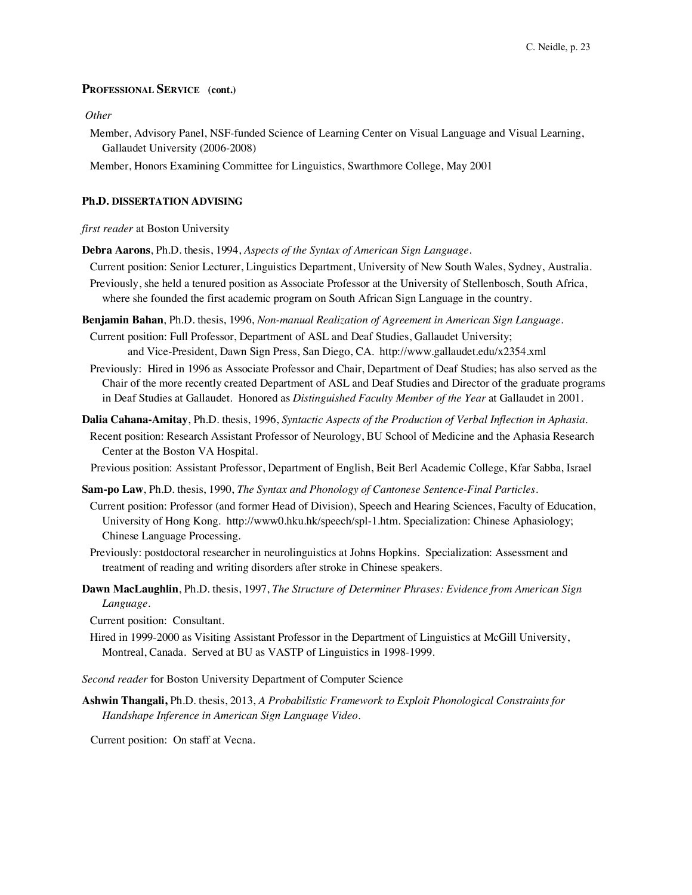## PROFESSIONAL SERVICE (cont.)

*Other*

Member, Advisory Panel, NSF-funded Science of Learning Center on Visual Language and Visual Learning, Gallaudet University (2006-2008)

Member, Honors Examining Committee for Linguistics, Swarthmore College, May 2001

## Ph.D. DISSERTATION ADVISING

*first reader* at Boston University

**Debra Aarons**, Ph.D. thesis, 1994, *Aspects of the Syntax of American Sign Language*.

Current position: Senior Lecturer, Linguistics Department, University of New South Wales, Sydney, Australia.

Previously, she held a tenured position as Associate Professor at the University of Stellenbosch, South Africa, where she founded the first academic program on South African Sign Language in the country.

**Benjamin Bahan**, Ph.D. thesis, 1996, *Non-manual Realization of Agreement in American Sign Language*.

Current position: Full Professor, Department of ASL and Deaf Studies, Gallaudet University; and Vice-President, Dawn Sign Press, San Diego, CA. http://www.gallaudet.edu/x2354.xml

Previously: Hired in 1996 as Associate Professor and Chair, Department of Deaf Studies; has also served as the Chair of the more recently created Department of ASL and Deaf Studies and Director of the graduate programs in Deaf Studies at Gallaudet. Honored as *Distinguished Faculty Member of the Year* at Gallaudet in 2001.

**Dalia Cahana-Amitay**, Ph.D. thesis, 1996, *Syntactic Aspects of the Production of Verbal Inflection in Aphasia*.

Recent position: Research Assistant Professor of Neurology, BU School of Medicine and the Aphasia Research Center at the Boston VA Hospital.

Previous position: Assistant Professor, Department of English, Beit Berl Academic College, Kfar Sabba, Israel

**Sam-po Law**, Ph.D. thesis, 1990, *The Syntax and Phonology of Cantonese Sentence-Final Particles*.

Current position: Professor (and former Head of Division), Speech and Hearing Sciences, Faculty of Education, University of Hong Kong. http://www0.hku.hk/speech/spl-1.htm. Specialization: Chinese Aphasiology; Chinese Language Processing.

Previously: postdoctoral researcher in neurolinguistics at Johns Hopkins. Specialization: Assessment and treatment of reading and writing disorders after stroke in Chinese speakers.

**Dawn MacLaughlin**, Ph.D. thesis, 1997, *The Structure of Determiner Phrases: Evidence from American Sign Language*.

Current position: Consultant.

Hired in 1999-2000 as Visiting Assistant Professor in the Department of Linguistics at McGill University, Montreal, Canada. Served at BU as VASTP of Linguistics in 1998-1999.

*Second reader* for Boston University Department of Computer Science

**Ashwin Thangali,** Ph.D. thesis, 2013, *A Probabilistic Framework to Exploit Phonological Constraints for Handshape Inference in American Sign Language Video*.

Current position: On staff at Vecna.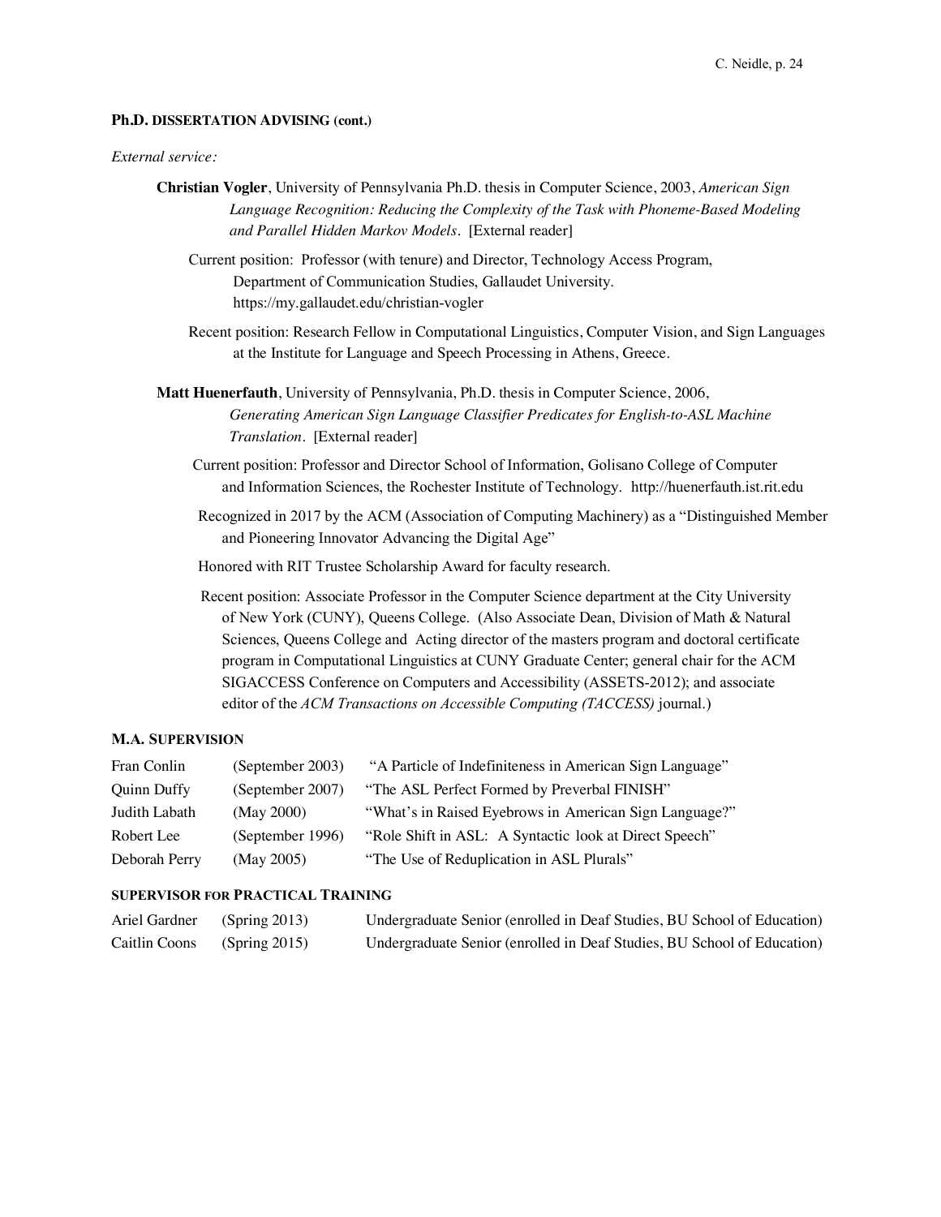## Ph.D. DISSERTATION ADVISING (cont.)

*External service:*

**Christian Vogler**, University of Pennsylvania Ph.D. thesis in Computer Science, 2003, *American Sign Language Recognition: Reducing the Complexity of the Task with Phoneme-Based Modeling and Parallel Hidden Markov Models*. [External reader]

Current position: Professor (with tenure) and Director, Technology Access Program, Department of Communication Studies, Gallaudet University. https://my.gallaudet.edu/christian-vogler

Recent position: Research Fellow in Computational Linguistics, Computer Vision, and Sign Languages at the Institute for Language and Speech Processing in Athens, Greece.

**Matt Huenerfauth**, University of Pennsylvania, Ph.D. thesis in Computer Science, 2006, *Generating American Sign Language Classifier Predicates for English-to-ASL Machine Translation*. [External reader]

Current position: Professor and Director School of Information, Golisano College of Computer and Information Sciences, the Rochester Institute of Technology. http://huenerfauth.ist.rit.edu

Recognized in 2017 by the ACM (Association of Computing Machinery) as a "Distinguished Member and Pioneering Innovator Advancing the Digital Age"

Honored with RIT Trustee Scholarship Award for faculty research.

Recent position: Associate Professor in the Computer Science department at the City University of New York (CUNY), Queens College. (Also Associate Dean, Division of Math & Natural Sciences, Queens College and Acting director of the masters program and doctoral certificate program in Computational Linguistics at CUNY Graduate Center; general chair for the ACM SIGACCESS Conference on Computers and Accessibility (ASSETS-2012); and associate editor of the *ACM Transactions on Accessible Computing (TACCESS)* journal.)

## M.A. SUPERVISION

| | | |
|---|---|---|
| Fran Conlin | (September 2003) | "A Particle of Indefiniteness in American Sign Language" |
| Quinn Duffy | (September 2007) | "The ASL Perfect Formed by Preverbal FINISH" |
| Judith Labath | (May 2000) | "What's in Raised Eyebrows in American Sign Language?" |
| Robert Lee | (September 1996) | "Role Shift in ASL: A Syntactic look at Direct Speech" |
| Deborah Perry | (May 2005) | "The Use of Reduplication in ASL Plurals" |

## SUPERVISOR FOR PRACTICAL TRAINING

| | | |
|---|---|---|
| Ariel Gardner | (Spring 2013) | Undergraduate Senior (enrolled in Deaf Studies, BU School of Education) |
| Caitlin Coons | (Spring 2015) | Undergraduate Senior (enrolled in Deaf Studies, BU School of Education) |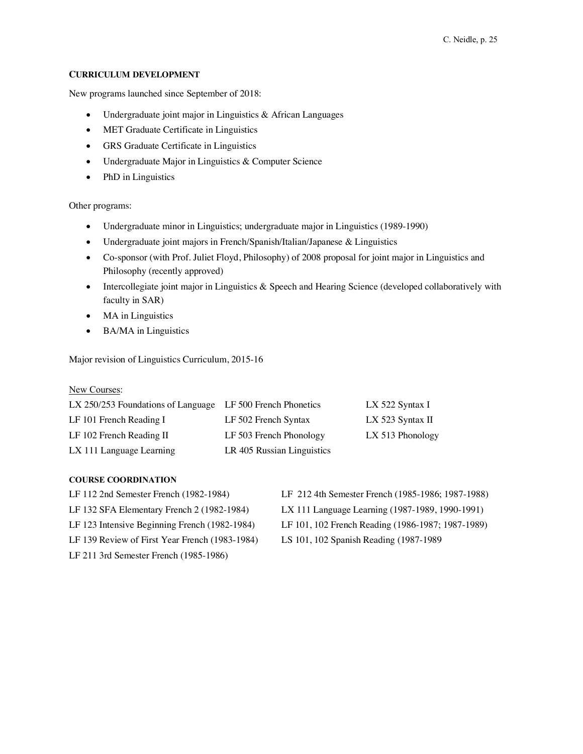#### CURRICULUM DEVELOPMENT

New programs launched since September of 2018:

- Undergraduate joint major in Linguistics & African Languages
- MET Graduate Certificate in Linguistics
- GRS Graduate Certificate in Linguistics
- Undergraduate Major in Linguistics & Computer Science
- PhD in Linguistics

Other programs:

- Undergraduate minor in Linguistics; undergraduate major in Linguistics (1989-1990)
- Undergraduate joint majors in French/Spanish/Italian/Japanese & Linguistics
- Co-sponsor (with Prof. Juliet Floyd, Philosophy) of 2008 proposal for joint major in Linguistics and Philosophy (recently approved)
- Intercollegiate joint major in Linguistics & Speech and Hearing Science (developed collaboratively with faculty in SAR)
- MA in Linguistics
- BA/MA in Linguistics

Major revision of Linguistics Curriculum, 2015-16

New Courses:

LX 250/253 Foundations of Language
LF 101 French Reading I
LF 102 French Reading II
LX 111 Language Learning
LF 500 French Phonetics
LF 502 French Syntax
LF 503 French Phonology
LR 405 Russian Linguistics
LX 522 Syntax I
LX 523 Syntax II
LX 513 Phonology

#### COURSE COORDINATION

LF 112 2nd Semester French (1982-1984)
LF 132 SFA Elementary French 2 (1982-1984)
LF 123 Intensive Beginning French (1982-1984)
LF 139 Review of First Year French (1983-1984)
LF 211 3rd Semester French (1985-1986)
LF 212 4th Semester French (1985-1986; 1987-1988)
LX 111 Language Learning (1987-1989, 1990-1991)
LF 101, 102 French Reading (1986-1987; 1987-1989)
LS 101, 102 Spanish Reading (1987-1989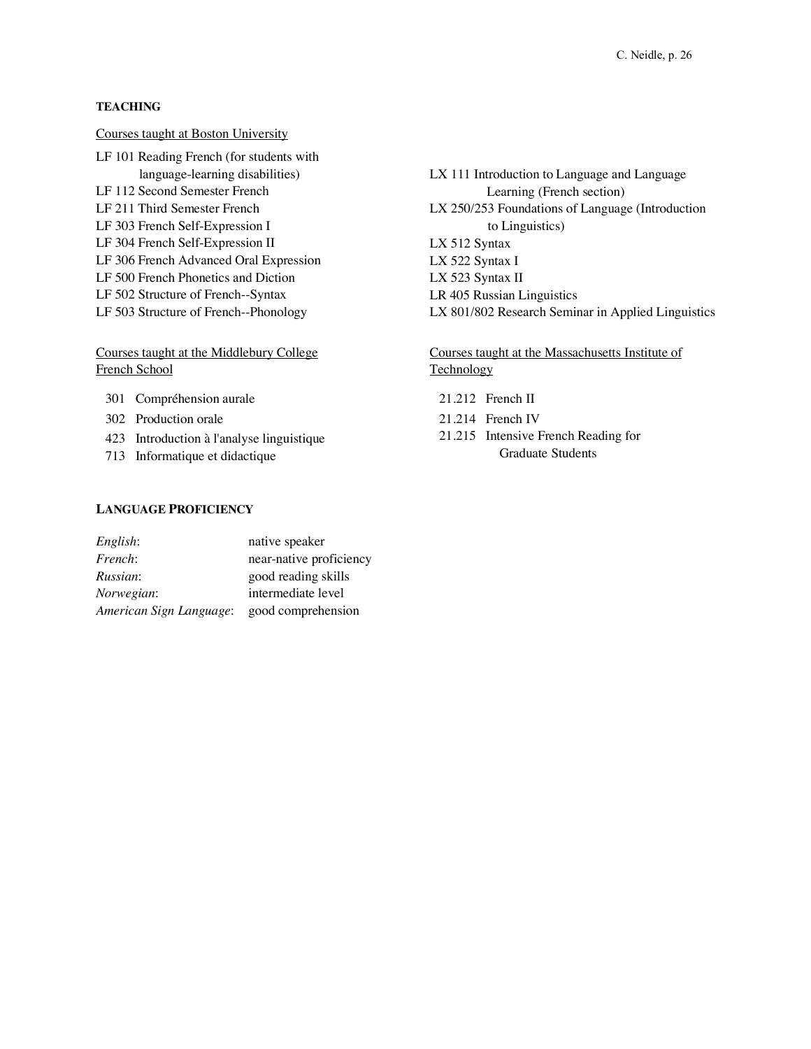## TEACHING

Courses taught at Boston University

LF 101 Reading French (for students with language-learning disabilities)
LF 112 Second Semester French
LF 211 Third Semester French
LF 303 French Self-Expression I
LF 304 French Self-Expression II
LF 306 French Advanced Oral Expression
LF 500 French Phonetics and Diction
LF 502 Structure of French--Syntax
LF 503 Structure of French--Phonology

LX 111 Introduction to Language and Language Learning (French section)
LX 250/253 Foundations of Language (Introduction to Linguistics)
LX 512 Syntax
LX 522 Syntax I
LX 523 Syntax II
LR 405 Russian Linguistics
LX 801/802 Research Seminar in Applied Linguistics

Courses taught at the Middlebury College French School

301 Compréhension aurale
302 Production orale
423 Introduction à l'analyse linguistique
713 Informatique et didactique

Courses taught at the Massachusetts Institute of Technology

21.212 French II
21.214 French IV
21.215 Intensive French Reading for Graduate Students

## LANGUAGE PROFICIENCY

| | |
|---|---|
| *English*: | native speaker |
| *French*: | near-native proficiency |
| *Russian*: | good reading skills |
| *Norwegian*: | intermediate level |
| *American Sign Language*: | good comprehension |